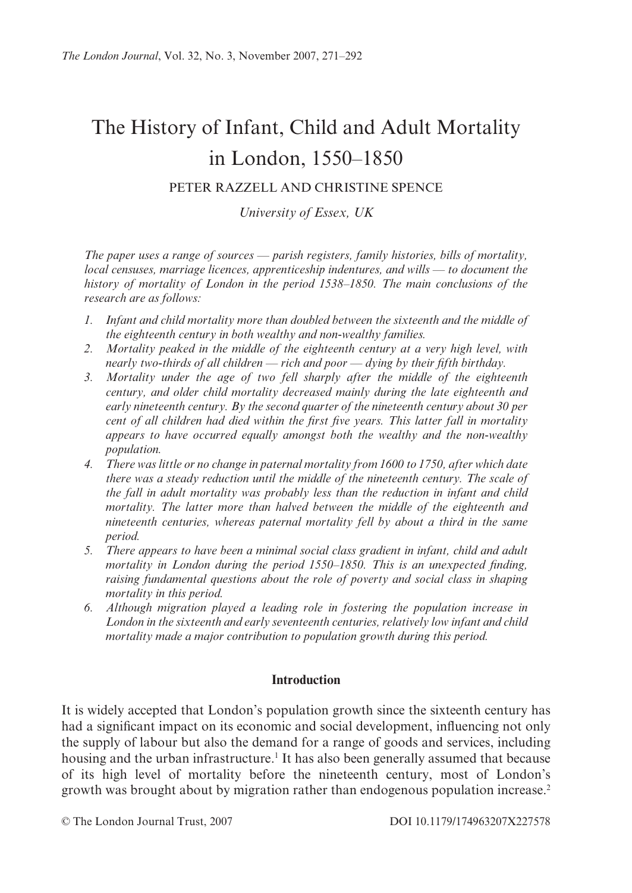# The History of Infant, Child and Adult Mortality in London, 1550–1850

PETER RAZZELL AND CHRISTINE SPENCE

*University of Essex, UK*

*The paper uses a range of sources — parish registers, family histories, bills of mortality, local censuses, marriage licences, apprenticeship indentures, and wills — to document the history of mortality of London in the period 1538–1850. The main conclusions of the research are as follows:*

1. *Infant and child mortality more than doubled between the sixteenth and the middle of the eighteenth century in both wealthy and non-wealthy families.*
2. *Mortality peaked in the middle of the eighteenth century at a very high level, with nearly two-thirds of all children — rich and poor — dying by their fifth birthday.*
3. *Mortality under the age of two fell sharply after the middle of the eighteenth century, and older child mortality decreased mainly during the late eighteenth and early nineteenth century. By the second quarter of the nineteenth century about 30 per cent of all children had died within the first five years. This latter fall in mortality appears to have occurred equally amongst both the wealthy and the non-wealthy population.*
4. *There was little or no change in paternal mortality from 1600 to 1750, after which date there was a steady reduction until the middle of the nineteenth century. The scale of the fall in adult mortality was probably less than the reduction in infant and child mortality. The latter more than halved between the middle of the eighteenth and nineteenth centuries, whereas paternal mortality fell by about a third in the same period.*
5. *There appears to have been a minimal social class gradient in infant, child and adult mortality in London during the period 1550–1850. This is an unexpected finding, raising fundamental questions about the role of poverty and social class in shaping mortality in this period.*
6. *Although migration played a leading role in fostering the population increase in London in the sixteenth and early seventeenth centuries, relatively low infant and child mortality made a major contribution to population growth during this period.*

## Introduction

It is widely accepted that London's population growth since the sixteenth century has had a significant impact on its economic and social development, influencing not only the supply of labour but also the demand for a range of goods and services, including housing and the urban infrastructure.[1] It has also been generally assumed that because of its high level of mortality before the nineteenth century, most of London's growth was brought about by migration rather than endogenous population increase.[2]

© The London Journal Trust, 2007

DOI 10.1179/174963207X227578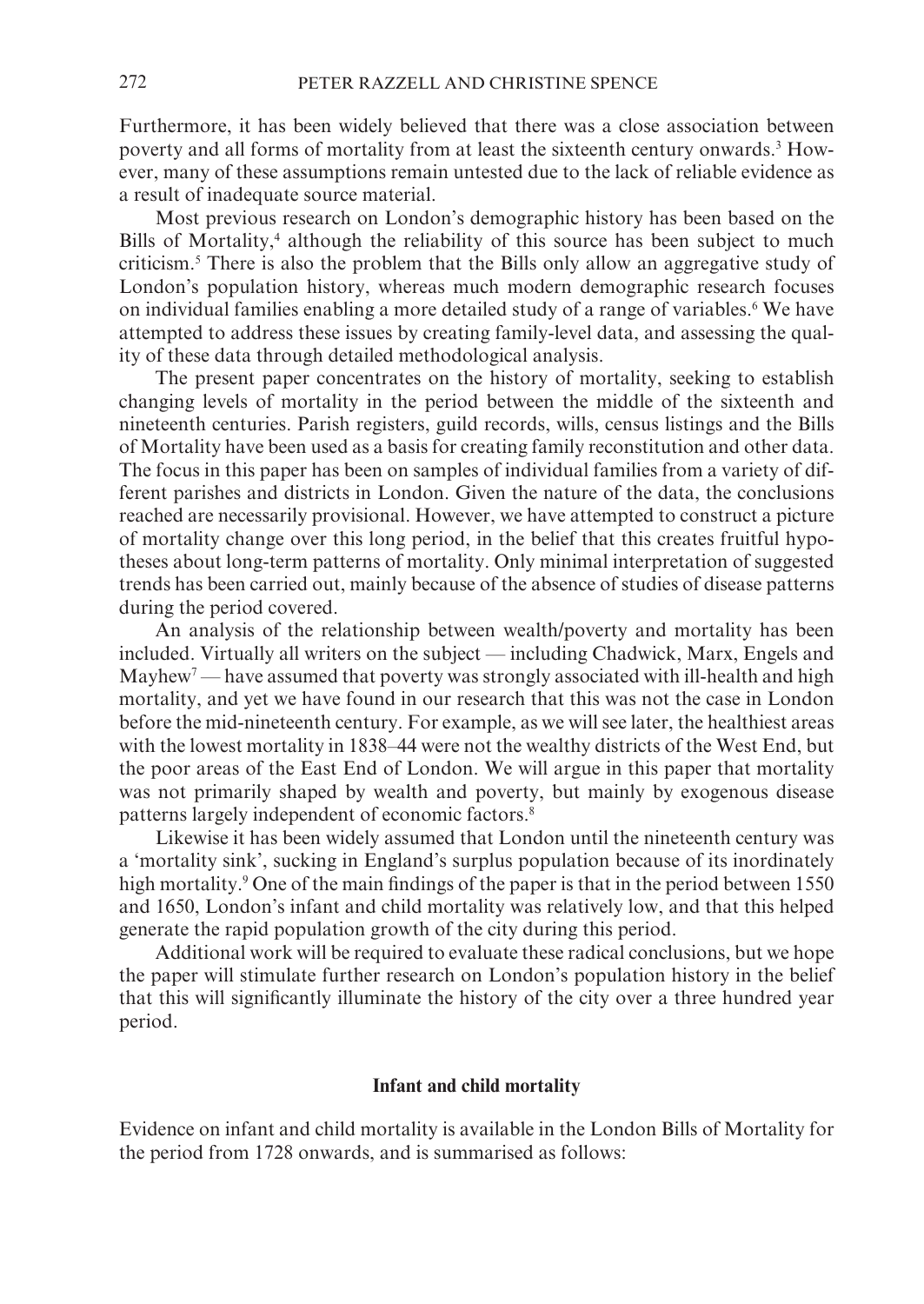Furthermore, it has been widely believed that there was a close association between poverty and all forms of mortality from at least the sixteenth century onwards.[3] However, many of these assumptions remain untested due to the lack of reliable evidence as a result of inadequate source material.

Most previous research on London's demographic history has been based on the Bills of Mortality,[4] although the reliability of this source has been subject to much criticism.[5] There is also the problem that the Bills only allow an aggregative study of London's population history, whereas much modern demographic research focuses on individual families enabling a more detailed study of a range of variables.[6] We have attempted to address these issues by creating family-level data, and assessing the quality of these data through detailed methodological analysis.

The present paper concentrates on the history of mortality, seeking to establish changing levels of mortality in the period between the middle of the sixteenth and nineteenth centuries. Parish registers, guild records, wills, census listings and the Bills of Mortality have been used as a basis for creating family reconstitution and other data. The focus in this paper has been on samples of individual families from a variety of different parishes and districts in London. Given the nature of the data, the conclusions reached are necessarily provisional. However, we have attempted to construct a picture of mortality change over this long period, in the belief that this creates fruitful hypotheses about long-term patterns of mortality. Only minimal interpretation of suggested trends has been carried out, mainly because of the absence of studies of disease patterns during the period covered.

An analysis of the relationship between wealth/poverty and mortality has been included. Virtually all writers on the subject — including Chadwick, Marx, Engels and Mayhew[7] — have assumed that poverty was strongly associated with ill-health and high mortality, and yet we have found in our research that this was not the case in London before the mid-nineteenth century. For example, as we will see later, the healthiest areas with the lowest mortality in 1838–44 were not the wealthy districts of the West End, but the poor areas of the East End of London. We will argue in this paper that mortality was not primarily shaped by wealth and poverty, but mainly by exogenous disease patterns largely independent of economic factors.[8]

Likewise it has been widely assumed that London until the nineteenth century was a 'mortality sink', sucking in England's surplus population because of its inordinately high mortality.[9] One of the main findings of the paper is that in the period between 1550 and 1650, London's infant and child mortality was relatively low, and that this helped generate the rapid population growth of the city during this period.

Additional work will be required to evaluate these radical conclusions, but we hope the paper will stimulate further research on London's population history in the belief that this will significantly illuminate the history of the city over a three hundred year period.

## Infant and child mortality

Evidence on infant and child mortality is available in the London Bills of Mortality for the period from 1728 onwards, and is summarised as follows: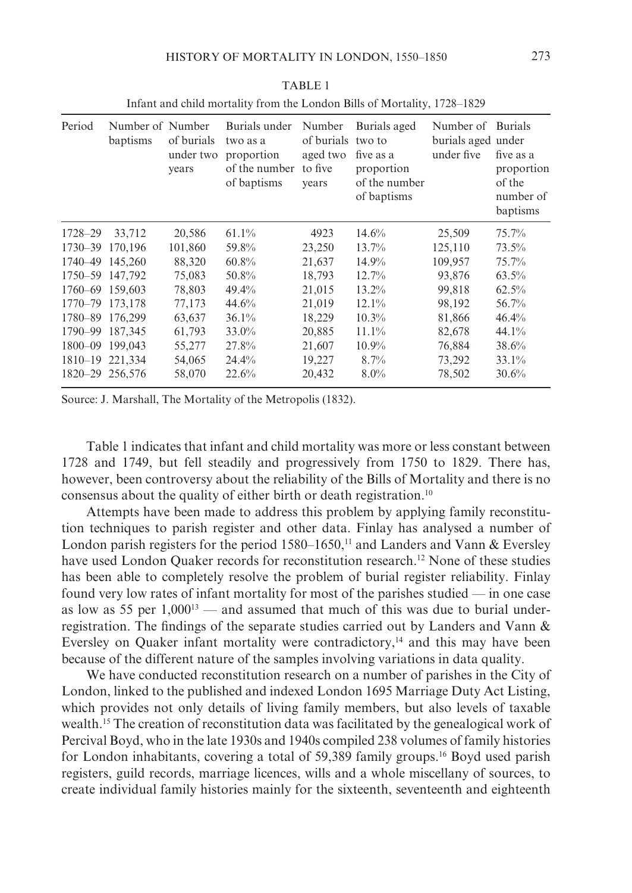TABLE 1

Infant and child mortality from the London Bills of Mortality, 1728–1829

| Period | Number of baptisms | Number of burials under two years | Burials under two as a proportion of the number of baptisms | Number of burials aged two to five years | Burials aged two to five as a proportion of the number of baptisms | Number of burials aged under five | Burials under five as a proportion of the number of baptisms |
|---|---|---|---|---|---|---|---|
| 1728–29 | 33,712 | 20,586 | 61.1% | 4923 | 14.6% | 25,509 | 75.7% |
| 1730–39 | 170,196 | 101,860 | 59.8% | 23,250 | 13.7% | 125,110 | 73.5% |
| 1740–49 | 145,260 | 88,320 | 60.8% | 21,637 | 14.9% | 109,957 | 75.7% |
| 1750–59 | 147,792 | 75,083 | 50.8% | 18,793 | 12.7% | 93,876 | 63.5% |
| 1760–69 | 159,603 | 78,803 | 49.4% | 21,015 | 13.2% | 99,818 | 62.5% |
| 1770–79 | 173,178 | 77,173 | 44.6% | 21,019 | 12.1% | 98,192 | 56.7% |
| 1780–89 | 176,299 | 63,637 | 36.1% | 18,229 | 10.3% | 81,866 | 46.4% |
| 1790–99 | 187,345 | 61,793 | 33.0% | 20,885 | 11.1% | 82,678 | 44.1% |
| 1800–09 | 199,043 | 55,277 | 27.8% | 21,607 | 10.9% | 76,884 | 38.6% |
| 1810–19 | 221,334 | 54,065 | 24.4% | 19,227 | 8.7% | 73,292 | 33.1% |
| 1820–29 | 256,576 | 58,070 | 22.6% | 20,432 | 8.0% | 78,502 | 30.6% |

Source: J. Marshall, The Mortality of the Metropolis (1832).

Table 1 indicates that infant and child mortality was more or less constant between 1728 and 1749, but fell steadily and progressively from 1750 to 1829. There has, however, been controversy about the reliability of the Bills of Mortality and there is no consensus about the quality of either birth or death registration.[10]

Attempts have been made to address this problem by applying family reconstitution techniques to parish register and other data. Finlay has analysed a number of London parish registers for the period 1580–1650,[11] and Landers and Vann & Eversley have used London Quaker records for reconstitution research.[12] None of these studies has been able to completely resolve the problem of burial register reliability. Finlay found very low rates of infant mortality for most of the parishes studied — in one case as low as 55 per 1,000[13] — and assumed that much of this was due to burial under-registration. The findings of the separate studies carried out by Landers and Vann & Eversley on Quaker infant mortality were contradictory,[14] and this may have been because of the different nature of the samples involving variations in data quality.

We have conducted reconstitution research on a number of parishes in the City of London, linked to the published and indexed London 1695 Marriage Duty Act Listing, which provides not only details of living family members, but also levels of taxable wealth.[15] The creation of reconstitution data was facilitated by the genealogical work of Percival Boyd, who in the late 1930s and 1940s compiled 238 volumes of family histories for London inhabitants, covering a total of 59,389 family groups.[16] Boyd used parish registers, guild records, marriage licences, wills and a whole miscellany of sources, to create individual family histories mainly for the sixteenth, seventeenth and eighteenth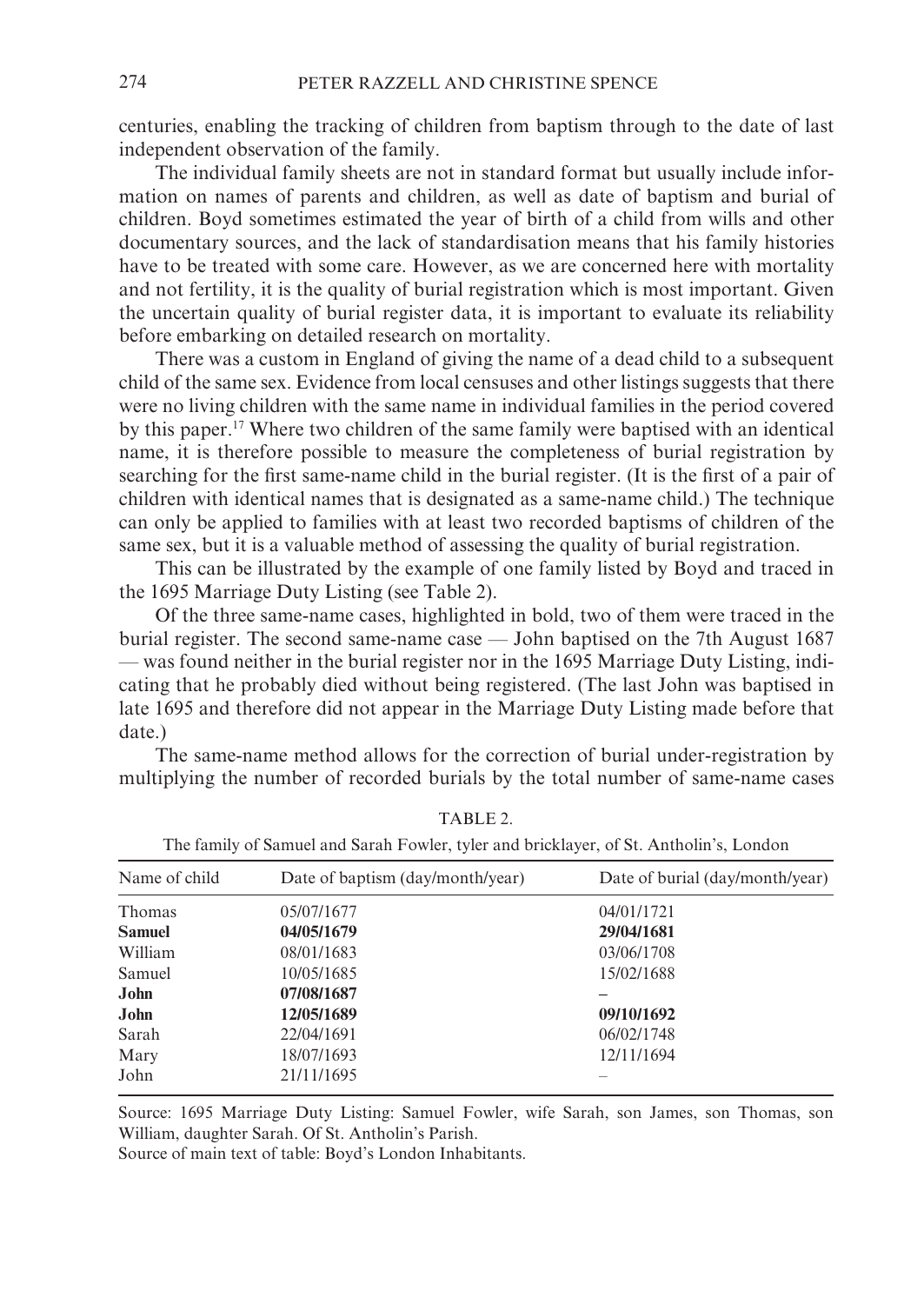centuries, enabling the tracking of children from baptism through to the date of last independent observation of the family.

The individual family sheets are not in standard format but usually include information on names of parents and children, as well as date of baptism and burial of children. Boyd sometimes estimated the year of birth of a child from wills and other documentary sources, and the lack of standardisation means that his family histories have to be treated with some care. However, as we are concerned here with mortality and not fertility, it is the quality of burial registration which is most important. Given the uncertain quality of burial register data, it is important to evaluate its reliability before embarking on detailed research on mortality.

There was a custom in England of giving the name of a dead child to a subsequent child of the same sex. Evidence from local censuses and other listings suggests that there were no living children with the same name in individual families in the period covered by this paper.[17] Where two children of the same family were baptised with an identical name, it is therefore possible to measure the completeness of burial registration by searching for the first same-name child in the burial register. (It is the first of a pair of children with identical names that is designated as a same-name child.) The technique can only be applied to families with at least two recorded baptisms of children of the same sex, but it is a valuable method of assessing the quality of burial registration.

This can be illustrated by the example of one family listed by Boyd and traced in the 1695 Marriage Duty Listing (see Table 2).

Of the three same-name cases, highlighted in bold, two of them were traced in the burial register. The second same-name case — John baptised on the 7th August 1687 — was found neither in the burial register nor in the 1695 Marriage Duty Listing, indicating that he probably died without being registered. (The last John was baptised in late 1695 and therefore did not appear in the Marriage Duty Listing made before that date.)

The same-name method allows for the correction of burial under-registration by multiplying the number of recorded burials by the total number of same-name cases

TABLE 2.

The family of Samuel and Sarah Fowler, tyler and bricklayer, of St. Antholin's, London

| Name of child | Date of baptism (day/month/year) | Date of burial (day/month/year) |
|---|---|---|
| Thomas | 05/07/1677 | 04/01/1721 |
| **Samuel** | **04/05/1679** | **29/04/1681** |
| William | 08/01/1683 | 03/06/1708 |
| Samuel | 10/05/1685 | 15/02/1688 |
| **John** | **07/08/1687** | **–** |
| **John** | **12/05/1689** | **09/10/1692** |
| Sarah | 22/04/1691 | 06/02/1748 |
| Mary | 18/07/1693 | 12/11/1694 |
| John | 21/11/1695 | – |

Source: 1695 Marriage Duty Listing: Samuel Fowler, wife Sarah, son James, son Thomas, son William, daughter Sarah. Of St. Antholin's Parish.

Source of main text of table: Boyd's London Inhabitants.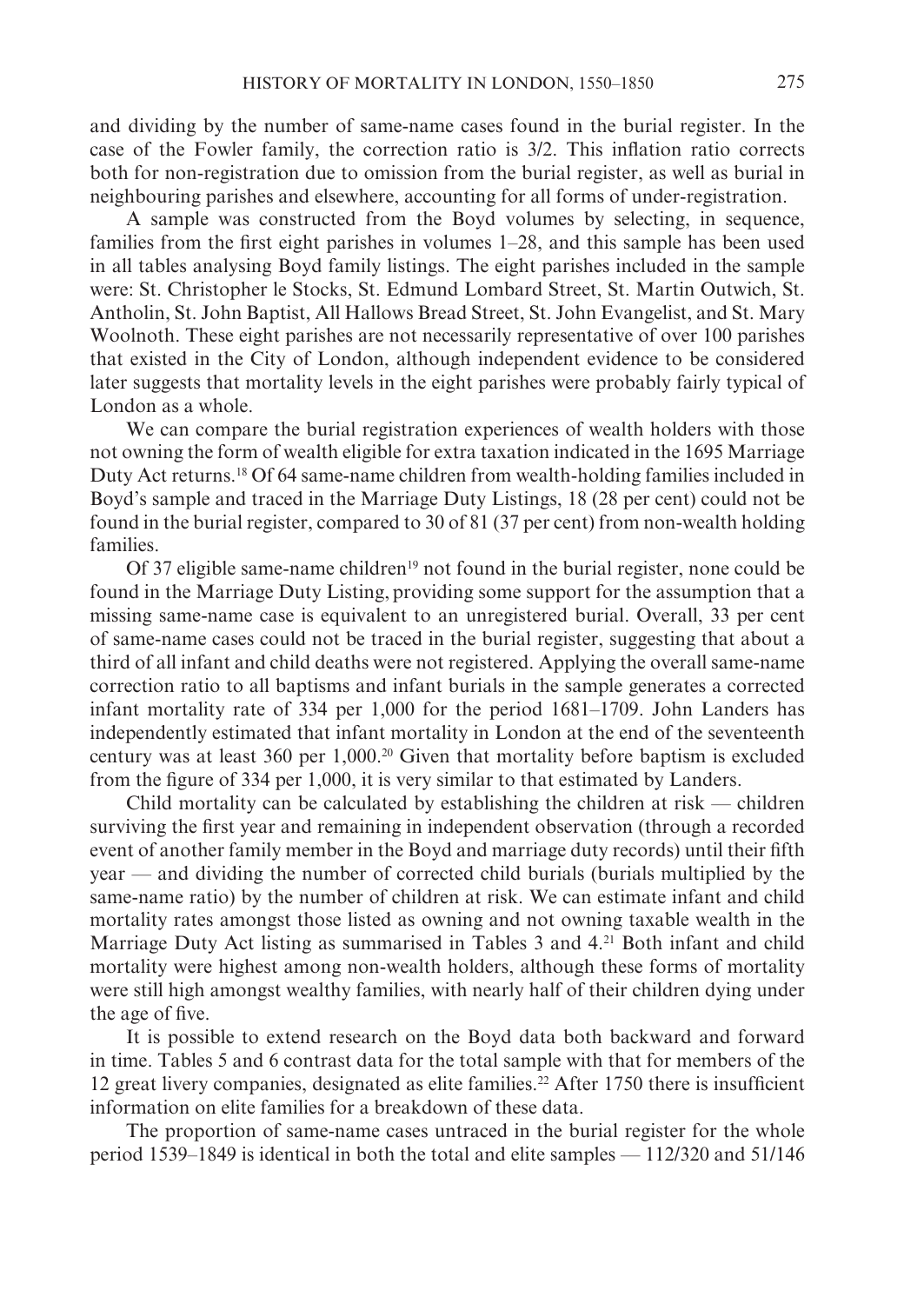and dividing by the number of same-name cases found in the burial register. In the case of the Fowler family, the correction ratio is 3/2. This inflation ratio corrects both for non-registration due to omission from the burial register, as well as burial in neighbouring parishes and elsewhere, accounting for all forms of under-registration.

A sample was constructed from the Boyd volumes by selecting, in sequence, families from the first eight parishes in volumes 1–28, and this sample has been used in all tables analysing Boyd family listings. The eight parishes included in the sample were: St. Christopher le Stocks, St. Edmund Lombard Street, St. Martin Outwich, St. Antholin, St. John Baptist, All Hallows Bread Street, St. John Evangelist, and St. Mary Woolnoth. These eight parishes are not necessarily representative of over 100 parishes that existed in the City of London, although independent evidence to be considered later suggests that mortality levels in the eight parishes were probably fairly typical of London as a whole.

We can compare the burial registration experiences of wealth holders with those not owning the form of wealth eligible for extra taxation indicated in the 1695 Marriage Duty Act returns.[18] Of 64 same-name children from wealth-holding families included in Boyd's sample and traced in the Marriage Duty Listings, 18 (28 per cent) could not be found in the burial register, compared to 30 of 81 (37 per cent) from non-wealth holding families.

Of 37 eligible same-name children[19] not found in the burial register, none could be found in the Marriage Duty Listing, providing some support for the assumption that a missing same-name case is equivalent to an unregistered burial. Overall, 33 per cent of same-name cases could not be traced in the burial register, suggesting that about a third of all infant and child deaths were not registered. Applying the overall same-name correction ratio to all baptisms and infant burials in the sample generates a corrected infant mortality rate of 334 per 1,000 for the period 1681–1709. John Landers has independently estimated that infant mortality in London at the end of the seventeenth century was at least 360 per 1,000.[20] Given that mortality before baptism is excluded from the figure of 334 per 1,000, it is very similar to that estimated by Landers.

Child mortality can be calculated by establishing the children at risk — children surviving the first year and remaining in independent observation (through a recorded event of another family member in the Boyd and marriage duty records) until their fifth year — and dividing the number of corrected child burials (burials multiplied by the same-name ratio) by the number of children at risk. We can estimate infant and child mortality rates amongst those listed as owning and not owning taxable wealth in the Marriage Duty Act listing as summarised in Tables 3 and 4.[21] Both infant and child mortality were highest among non-wealth holders, although these forms of mortality were still high amongst wealthy families, with nearly half of their children dying under the age of five.

It is possible to extend research on the Boyd data both backward and forward in time. Tables 5 and 6 contrast data for the total sample with that for members of the 12 great livery companies, designated as elite families.[22] After 1750 there is insufficient information on elite families for a breakdown of these data.

The proportion of same-name cases untraced in the burial register for the whole period 1539–1849 is identical in both the total and elite samples — 112/320 and 51/146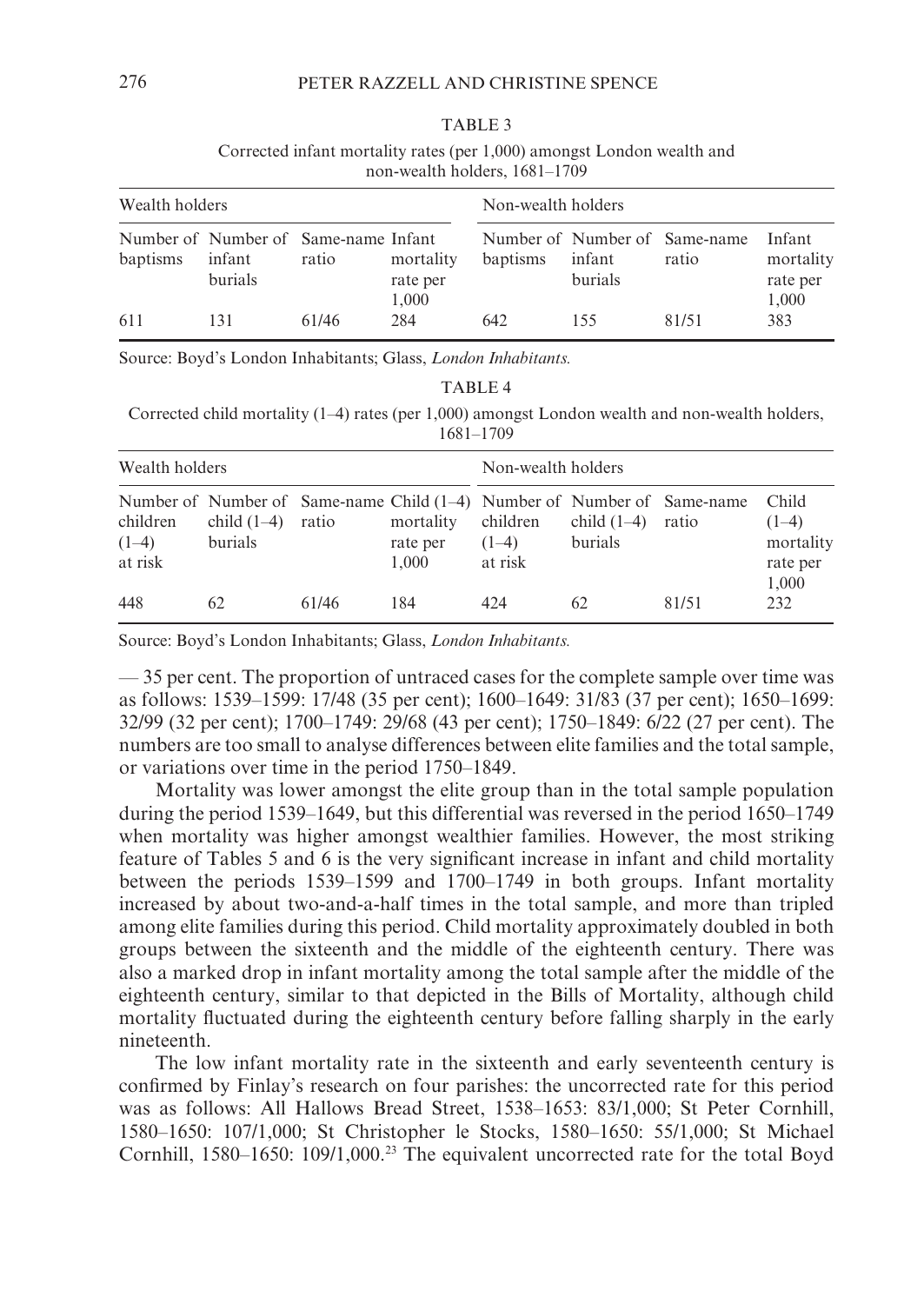TABLE 3

Corrected infant mortality rates (per 1,000) amongst London wealth and non-wealth holders, 1681–1709

| Wealth holders | | | | Non-wealth holders | | | |
|---|---|---|---|---|---|---|---|
| Number of baptisms | Number of infant burials | Same-name ratio | Infant mortality rate per 1,000 | Number of baptisms | Number of infant burials | Same-name ratio | Infant mortality rate per 1,000 |
| 611 | 131 | 61/46 | 284 | 642 | 155 | 81/51 | 383 |

Source: Boyd's London Inhabitants; Glass, *London Inhabitants.*

TABLE 4

Corrected child mortality (1–4) rates (per 1,000) amongst London wealth and non-wealth holders, 1681–1709

| Wealth holders | | | | Non-wealth holders | | | |
|---|---|---|---|---|---|---|---|
| Number of children (1–4) at risk | Number of child (1–4) burials | Same-name ratio | Child (1–4) mortality rate per 1,000 | Number of children (1–4) at risk | Number of child (1–4) burials | Same-name ratio | Child (1–4) mortality rate per 1,000 |
| 448 | 62 | 61/46 | 184 | 424 | 62 | 81/51 | 232 |

Source: Boyd's London Inhabitants; Glass, *London Inhabitants.*

— 35 per cent. The proportion of untraced cases for the complete sample over time was as follows: 1539–1599: 17/48 (35 per cent); 1600–1649: 31/83 (37 per cent); 1650–1699: 32/99 (32 per cent); 1700–1749: 29/68 (43 per cent); 1750–1849: 6/22 (27 per cent). The numbers are too small to analyse differences between elite families and the total sample, or variations over time in the period 1750–1849.

Mortality was lower amongst the elite group than in the total sample population during the period 1539–1649, but this differential was reversed in the period 1650–1749 when mortality was higher amongst wealthier families. However, the most striking feature of Tables 5 and 6 is the very significant increase in infant and child mortality between the periods 1539–1599 and 1700–1749 in both groups. Infant mortality increased by about two-and-a-half times in the total sample, and more than tripled among elite families during this period. Child mortality approximately doubled in both groups between the sixteenth and the middle of the eighteenth century. There was also a marked drop in infant mortality among the total sample after the middle of the eighteenth century, similar to that depicted in the Bills of Mortality, although child mortality fluctuated during the eighteenth century before falling sharply in the early nineteenth.

The low infant mortality rate in the sixteenth and early seventeenth century is confirmed by Finlay's research on four parishes: the uncorrected rate for this period was as follows: All Hallows Bread Street, 1538–1653: 83/1,000; St Peter Cornhill, 1580–1650: 107/1,000; St Christopher le Stocks, 1580–1650: 55/1,000; St Michael Cornhill, 1580–1650: 109/1,000.[23] The equivalent uncorrected rate for the total Boyd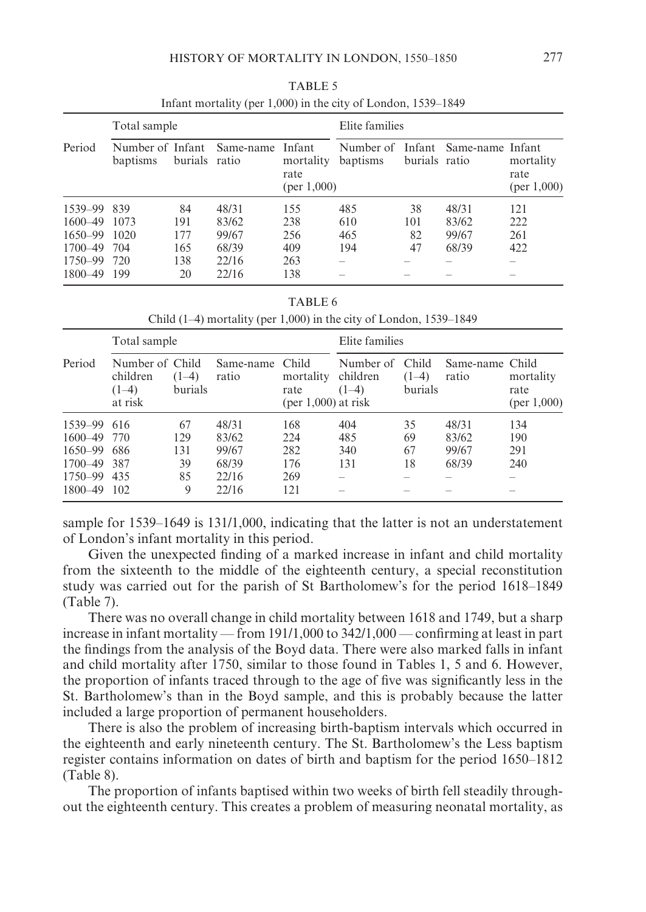TABLE 5

Infant mortality (per 1,000) in the city of London, 1539–1849

| Period | Total sample | | | | Elite families | | | |
|---|---|---|---|---|---|---|---|---|
| | Number of baptisms | Infant burials | Same-name ratio | Infant mortality rate (per 1,000) | Number of baptisms | Infant burials | Same-name ratio | Infant mortality rate (per 1,000) |
| 1539–99 | 839 | 84 | 48/31 | 155 | 485 | 38 | 48/31 | 121 |
| 1600–49 | 1073 | 191 | 83/62 | 238 | 610 | 101 | 83/62 | 222 |
| 1650–99 | 1020 | 177 | 99/67 | 256 | 465 | 82 | 99/67 | 261 |
| 1700–49 | 704 | 165 | 68/39 | 409 | 194 | 47 | 68/39 | 422 |
| 1750–99 | 720 | 138 | 22/16 | 263 | – | – | – | – |
| 1800–49 | 199 | 20 | 22/16 | 138 | – | – | – | – |

TABLE 6

Child (1–4) mortality (per 1,000) in the city of London, 1539–1849

| Period | Total sample | | | | Elite families | | | |
|---|---|---|---|---|---|---|---|---|
| | Number of children (1–4) at risk | Child (1–4) burials | Same-name ratio | Child mortality rate (per 1,000) | Number of children (1–4) at risk | Child (1–4) burials | Same-name ratio | Child mortality rate (per 1,000) |
| 1539–99 | 616 | 67 | 48/31 | 168 | 404 | 35 | 48/31 | 134 |
| 1600–49 | 770 | 129 | 83/62 | 224 | 485 | 69 | 83/62 | 190 |
| 1650–99 | 686 | 131 | 99/67 | 282 | 340 | 67 | 99/67 | 291 |
| 1700–49 | 387 | 39 | 68/39 | 176 | 131 | 18 | 68/39 | 240 |
| 1750–99 | 435 | 85 | 22/16 | 269 | – | – | – | – |
| 1800–49 | 102 | 9 | 22/16 | 121 | – | – | – | – |

sample for 1539–1649 is 131/1,000, indicating that the latter is not an understatement of London's infant mortality in this period.

Given the unexpected finding of a marked increase in infant and child mortality from the sixteenth to the middle of the eighteenth century, a special reconstitution study was carried out for the parish of St Bartholomew's for the period 1618–1849 (Table 7).

There was no overall change in child mortality between 1618 and 1749, but a sharp increase in infant mortality — from 191/1,000 to 342/1,000 — confirming at least in part the findings from the analysis of the Boyd data. There were also marked falls in infant and child mortality after 1750, similar to those found in Tables 1, 5 and 6. However, the proportion of infants traced through to the age of five was significantly less in the St. Bartholomew's than in the Boyd sample, and this is probably because the latter included a large proportion of permanent householders.

There is also the problem of increasing birth-baptism intervals which occurred in the eighteenth and early nineteenth century. The St. Bartholomew's the Less baptism register contains information on dates of birth and baptism for the period 1650–1812 (Table 8).

The proportion of infants baptised within two weeks of birth fell steadily throughout the eighteenth century. This creates a problem of measuring neonatal mortality, as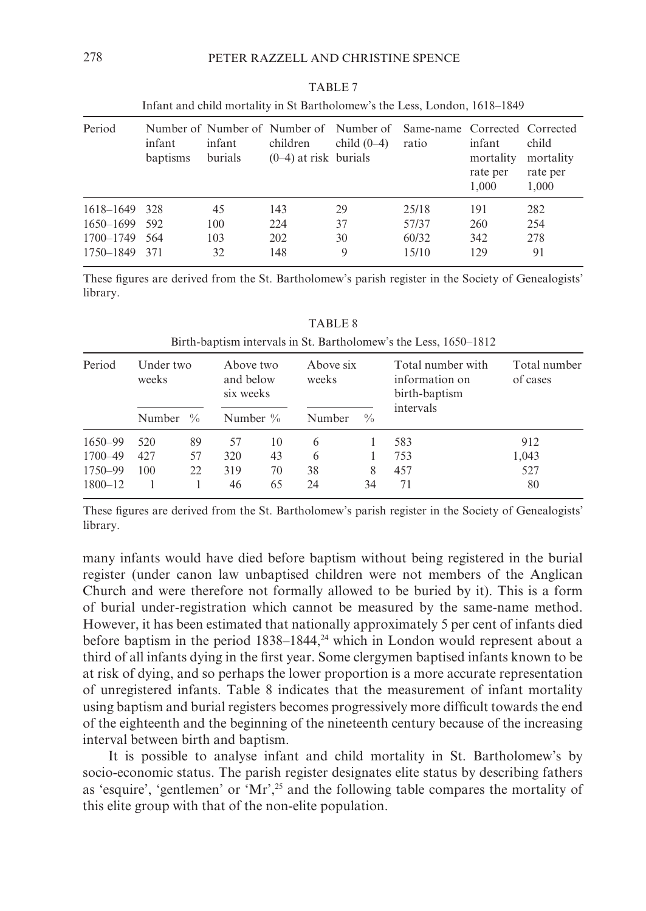TABLE 7

Infant and child mortality in St Bartholomew's the Less, London, 1618–1849

| Period | Number of infant baptisms | Number of infant burials | Number of children (0–4) at risk | Number of child (0–4) burials | Same-name ratio | Corrected infant mortality rate per 1,000 | Corrected child mortality rate per 1,000 |
|---|---|---|---|---|---|---|---|
| 1618–1649 | 328 | 45 | 143 | 29 | 25/18 | 191 | 282 |
| 1650–1699 | 592 | 100 | 224 | 37 | 57/37 | 260 | 254 |
| 1700–1749 | 564 | 103 | 202 | 30 | 60/32 | 342 | 278 |
| 1750–1849 | 371 | 32 | 148 | 9 | 15/10 | 129 | 91 |

These figures are derived from the St. Bartholomew's parish register in the Society of Genealogists' library.

TABLE 8

Birth-baptism intervals in St. Bartholomew's the Less, 1650–1812

| Period | Under two weeks | | Above two and below six weeks | | Above six weeks | | Total number with information on birth-baptism intervals | Total number of cases |
|---|---|---|---|---|---|---|---|---|
| | Number | % | Number | % | Number | % | | |
| 1650–99 | 520 | 89 | 57 | 10 | 6 | 1 | 583 | 912 |
| 1700–49 | 427 | 57 | 320 | 43 | 6 | 1 | 753 | 1,043 |
| 1750–99 | 100 | 22 | 319 | 70 | 38 | 8 | 457 | 527 |
| 1800–12 | 1 | 1 | 46 | 65 | 24 | 34 | 71 | 80 |

These figures are derived from the St. Bartholomew's parish register in the Society of Genealogists' library.

many infants would have died before baptism without being registered in the burial register (under canon law unbaptised children were not members of the Anglican Church and were therefore not formally allowed to be buried by it). This is a form of burial under-registration which cannot be measured by the same-name method. However, it has been estimated that nationally approximately 5 per cent of infants died before baptism in the period 1838–1844,[24] which in London would represent about a third of all infants dying in the first year. Some clergymen baptised infants known to be at risk of dying, and so perhaps the lower proportion is a more accurate representation of unregistered infants. Table 8 indicates that the measurement of infant mortality using baptism and burial registers becomes progressively more difficult towards the end of the eighteenth and the beginning of the nineteenth century because of the increasing interval between birth and baptism.

It is possible to analyse infant and child mortality in St. Bartholomew's by socio-economic status. The parish register designates elite status by describing fathers as 'esquire', 'gentlemen' or 'Mr',[25] and the following table compares the mortality of this elite group with that of the non-elite population.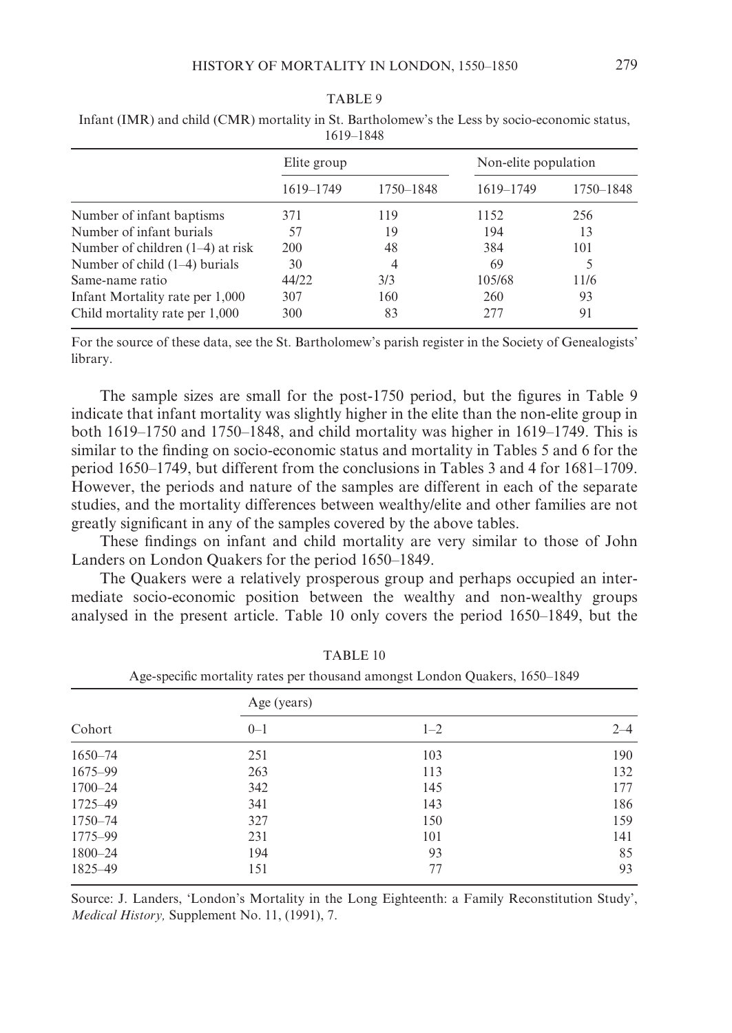TABLE 9

Infant (IMR) and child (CMR) mortality in St. Bartholomew's the Less by socio-economic status, 1619–1848

| | Elite group | | Non-elite population | |
|---|---|---|---|---|
| | 1619–1749 | 1750–1848 | 1619–1749 | 1750–1848 |
| Number of infant baptisms | 371 | 119 | 1152 | 256 |
| Number of infant burials | 57 | 19 | 194 | 13 |
| Number of children (1–4) at risk | 200 | 48 | 384 | 101 |
| Number of child (1–4) burials | 30 | 4 | 69 | 5 |
| Same-name ratio | 44/22 | 3/3 | 105/68 | 11/6 |
| Infant Mortality rate per 1,000 | 307 | 160 | 260 | 93 |
| Child mortality rate per 1,000 | 300 | 83 | 277 | 91 |

For the source of these data, see the St. Bartholomew's parish register in the Society of Genealogists' library.

The sample sizes are small for the post-1750 period, but the figures in Table 9 indicate that infant mortality was slightly higher in the elite than the non-elite group in both 1619–1750 and 1750–1848, and child mortality was higher in 1619–1749. This is similar to the finding on socio-economic status and mortality in Tables 5 and 6 for the period 1650–1749, but different from the conclusions in Tables 3 and 4 for 1681–1709. However, the periods and nature of the samples are different in each of the separate studies, and the mortality differences between wealthy/elite and other families are not greatly significant in any of the samples covered by the above tables.

These findings on infant and child mortality are very similar to those of John Landers on London Quakers for the period 1650–1849.

The Quakers were a relatively prosperous group and perhaps occupied an intermediate socio-economic position between the wealthy and non-wealthy groups analysed in the present article. Table 10 only covers the period 1650–1849, but the

TABLE 10

Age-specific mortality rates per thousand amongst London Quakers, 1650–1849

| Cohort | Age (years) | | |
|---|---|---|---|
| | 0–1 | 1–2 | 2–4 |
| 1650–74 | 251 | 103 | 190 |
| 1675–99 | 263 | 113 | 132 |
| 1700–24 | 342 | 145 | 177 |
| 1725–49 | 341 | 143 | 186 |
| 1750–74 | 327 | 150 | 159 |
| 1775–99 | 231 | 101 | 141 |
| 1800–24 | 194 | 93 | 85 |
| 1825–49 | 151 | 77 | 93 |

Source: J. Landers, 'London's Mortality in the Long Eighteenth: a Family Reconstitution Study', *Medical History,* Supplement No. 11, (1991), 7.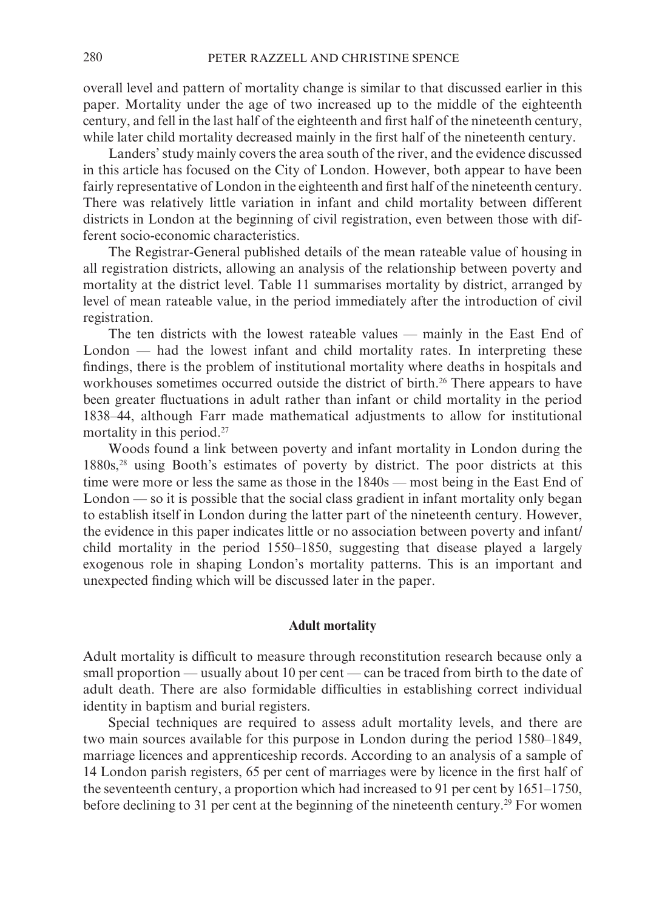overall level and pattern of mortality change is similar to that discussed earlier in this paper. Mortality under the age of two increased up to the middle of the eighteenth century, and fell in the last half of the eighteenth and first half of the nineteenth century, while later child mortality decreased mainly in the first half of the nineteenth century.

Landers' study mainly covers the area south of the river, and the evidence discussed in this article has focused on the City of London. However, both appear to have been fairly representative of London in the eighteenth and first half of the nineteenth century. There was relatively little variation in infant and child mortality between different districts in London at the beginning of civil registration, even between those with different socio-economic characteristics.

The Registrar-General published details of the mean rateable value of housing in all registration districts, allowing an analysis of the relationship between poverty and mortality at the district level. Table 11 summarises mortality by district, arranged by level of mean rateable value, in the period immediately after the introduction of civil registration.

The ten districts with the lowest rateable values — mainly in the East End of London — had the lowest infant and child mortality rates. In interpreting these findings, there is the problem of institutional mortality where deaths in hospitals and workhouses sometimes occurred outside the district of birth.[26] There appears to have been greater fluctuations in adult rather than infant or child mortality in the period 1838–44, although Farr made mathematical adjustments to allow for institutional mortality in this period.[27]

Woods found a link between poverty and infant mortality in London during the 1880s,[28] using Booth's estimates of poverty by district. The poor districts at this time were more or less the same as those in the 1840s — most being in the East End of London — so it is possible that the social class gradient in infant mortality only began to establish itself in London during the latter part of the nineteenth century. However, the evidence in this paper indicates little or no association between poverty and infant/child mortality in the period 1550–1850, suggesting that disease played a largely exogenous role in shaping London's mortality patterns. This is an important and unexpected finding which will be discussed later in the paper.

## Adult mortality

Adult mortality is difficult to measure through reconstitution research because only a small proportion — usually about 10 per cent — can be traced from birth to the date of adult death. There are also formidable difficulties in establishing correct individual identity in baptism and burial registers.

Special techniques are required to assess adult mortality levels, and there are two main sources available for this purpose in London during the period 1580–1849, marriage licences and apprenticeship records. According to an analysis of a sample of 14 London parish registers, 65 per cent of marriages were by licence in the first half of the seventeenth century, a proportion which had increased to 91 per cent by 1651–1750, before declining to 31 per cent at the beginning of the nineteenth century.[29] For women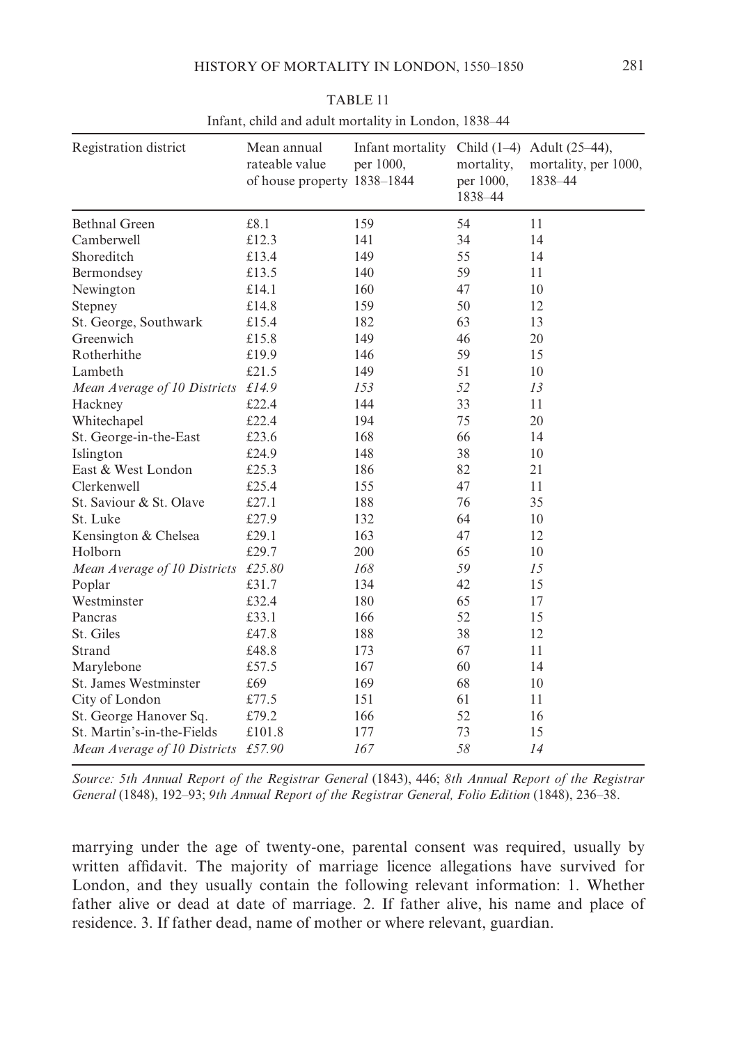TABLE 11

Infant, child and adult mortality in London, 1838–44

| Registration district | Mean annual rateable value of house property | Infant mortality per 1000, 1838–1844 | Child (1–4) mortality, per 1000, 1838–44 | Adult (25–44), mortality, per 1000, 1838–44 |
|---|---|---|---|---|
| Bethnal Green | £8.1 | 159 | 54 | 11 |
| Camberwell | £12.3 | 141 | 34 | 14 |
| Shoreditch | £13.4 | 149 | 55 | 14 |
| Bermondsey | £13.5 | 140 | 59 | 11 |
| Newington | £14.1 | 160 | 47 | 10 |
| Stepney | £14.8 | 159 | 50 | 12 |
| St. George, Southwark | £15.4 | 182 | 63 | 13 |
| Greenwich | £15.8 | 149 | 46 | 20 |
| Rotherhithe | £19.9 | 146 | 59 | 15 |
| Lambeth | £21.5 | 149 | 51 | 10 |
| *Mean Average of 10 Districts* | *£14.9* | *153* | *52* | *13* |
| Hackney | £22.4 | 144 | 33 | 11 |
| Whitechapel | £22.4 | 194 | 75 | 20 |
| St. George-in-the-East | £23.6 | 168 | 66 | 14 |
| Islington | £24.9 | 148 | 38 | 10 |
| East & West London | £25.3 | 186 | 82 | 21 |
| Clerkenwell | £25.4 | 155 | 47 | 11 |
| St. Saviour & St. Olave | £27.1 | 188 | 76 | 35 |
| St. Luke | £27.9 | 132 | 64 | 10 |
| Kensington & Chelsea | £29.1 | 163 | 47 | 12 |
| Holborn | £29.7 | 200 | 65 | 10 |
| *Mean Average of 10 Districts* | *£25.80* | *168* | *59* | *15* |
| Poplar | £31.7 | 134 | 42 | 15 |
| Westminster | £32.4 | 180 | 65 | 17 |
| Pancras | £33.1 | 166 | 52 | 15 |
| St. Giles | £47.8 | 188 | 38 | 12 |
| Strand | £48.8 | 173 | 67 | 11 |
| Marylebone | £57.5 | 167 | 60 | 14 |
| St. James Westminster | £69 | 169 | 68 | 10 |
| City of London | £77.5 | 151 | 61 | 11 |
| St. George Hanover Sq. | £79.2 | 166 | 52 | 16 |
| St. Martin's-in-the-Fields | £101.8 | 177 | 73 | 15 |
| *Mean Average of 10 Districts* | *£57.90* | *167* | *58* | *14* |

*Source: 5th Annual Report of the Registrar General* (1843), 446; *8th Annual Report of the Registrar General* (1848), 192–93; *9th Annual Report of the Registrar General, Folio Edition* (1848), 236–38.

marrying under the age of twenty-one, parental consent was required, usually by written affidavit. The majority of marriage licence allegations have survived for London, and they usually contain the following relevant information: 1. Whether father alive or dead at date of marriage. 2. If father alive, his name and place of residence. 3. If father dead, name of mother or where relevant, guardian.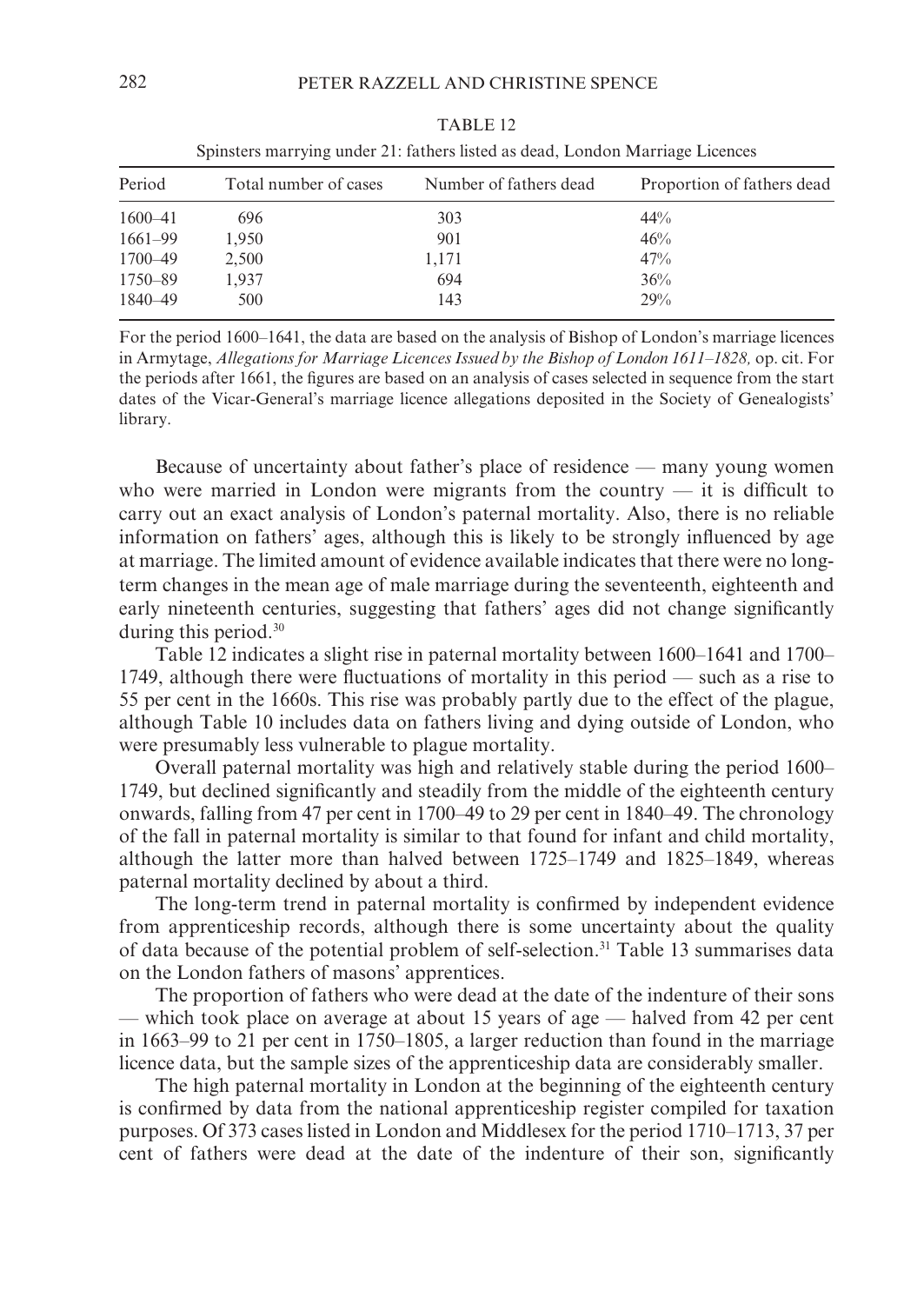TABLE 12

Spinsters marrying under 21: fathers listed as dead, London Marriage Licences

| Period | Total number of cases | Number of fathers dead | Proportion of fathers dead |
|---|---|---|---|
| 1600–41 | 696 | 303 | 44% |
| 1661–99 | 1,950 | 901 | 46% |
| 1700–49 | 2,500 | 1,171 | 47% |
| 1750–89 | 1,937 | 694 | 36% |
| 1840–49 | 500 | 143 | 29% |

For the period 1600–1641, the data are based on the analysis of Bishop of London's marriage licences in Armytage, *Allegations for Marriage Licences Issued by the Bishop of London 1611–1828,* op. cit. For the periods after 1661, the figures are based on an analysis of cases selected in sequence from the start dates of the Vicar-General's marriage licence allegations deposited in the Society of Genealogists' library.

Because of uncertainty about father's place of residence — many young women who were married in London were migrants from the country — it is difficult to carry out an exact analysis of London's paternal mortality. Also, there is no reliable information on fathers' ages, although this is likely to be strongly influenced by age at marriage. The limited amount of evidence available indicates that there were no long-term changes in the mean age of male marriage during the seventeenth, eighteenth and early nineteenth centuries, suggesting that fathers' ages did not change significantly during this period.[30]

Table 12 indicates a slight rise in paternal mortality between 1600–1641 and 1700–1749, although there were fluctuations of mortality in this period — such as a rise to 55 per cent in the 1660s. This rise was probably partly due to the effect of the plague, although Table 10 includes data on fathers living and dying outside of London, who were presumably less vulnerable to plague mortality.

Overall paternal mortality was high and relatively stable during the period 1600–1749, but declined significantly and steadily from the middle of the eighteenth century onwards, falling from 47 per cent in 1700–49 to 29 per cent in 1840–49. The chronology of the fall in paternal mortality is similar to that found for infant and child mortality, although the latter more than halved between 1725–1749 and 1825–1849, whereas paternal mortality declined by about a third.

The long-term trend in paternal mortality is confirmed by independent evidence from apprenticeship records, although there is some uncertainty about the quality of data because of the potential problem of self-selection.[31] Table 13 summarises data on the London fathers of masons' apprentices.

The proportion of fathers who were dead at the date of the indenture of their sons — which took place on average at about 15 years of age — halved from 42 per cent in 1663–99 to 21 per cent in 1750–1805, a larger reduction than found in the marriage licence data, but the sample sizes of the apprenticeship data are considerably smaller.

The high paternal mortality in London at the beginning of the eighteenth century is confirmed by data from the national apprenticeship register compiled for taxation purposes. Of 373 cases listed in London and Middlesex for the period 1710–1713, 37 per cent of fathers were dead at the date of the indenture of their son, significantly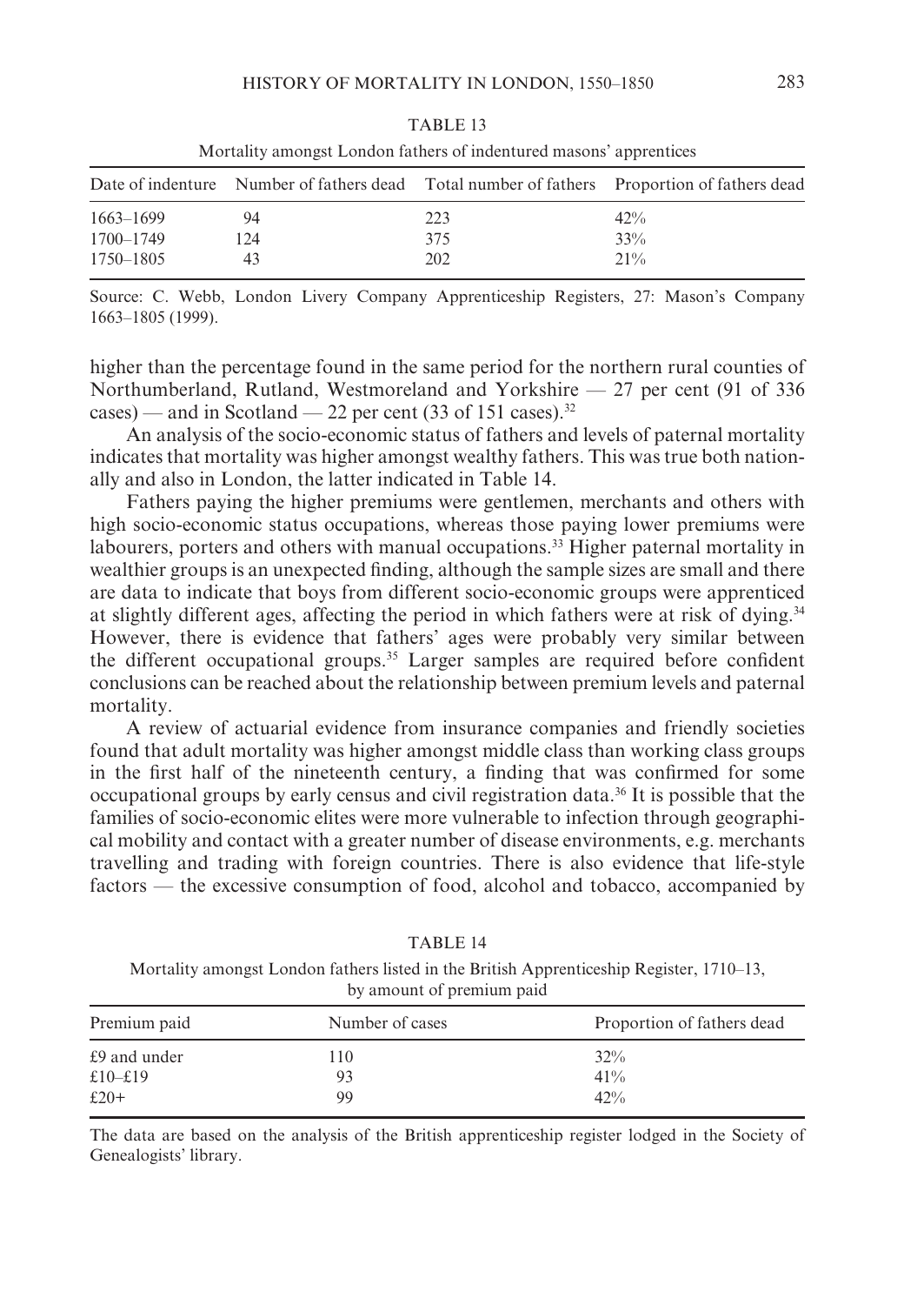TABLE 13

Mortality amongst London fathers of indentured masons' apprentices

| Date of indenture | Number of fathers dead | Total number of fathers | Proportion of fathers dead |
|---|---|---|---|
| 1663–1699 | 94 | 223 | 42% |
| 1700–1749 | 124 | 375 | 33% |
| 1750–1805 | 43 | 202 | 21% |

Source: C. Webb, London Livery Company Apprenticeship Registers, 27: Mason's Company 1663–1805 (1999).

higher than the percentage found in the same period for the northern rural counties of Northumberland, Rutland, Westmoreland and Yorkshire — 27 per cent (91 of 336 cases) — and in Scotland — 22 per cent (33 of 151 cases).[32]

An analysis of the socio-economic status of fathers and levels of paternal mortality indicates that mortality was higher amongst wealthy fathers. This was true both nationally and also in London, the latter indicated in Table 14.

Fathers paying the higher premiums were gentlemen, merchants and others with high socio-economic status occupations, whereas those paying lower premiums were labourers, porters and others with manual occupations.[33] Higher paternal mortality in wealthier groups is an unexpected finding, although the sample sizes are small and there are data to indicate that boys from different socio-economic groups were apprenticed at slightly different ages, affecting the period in which fathers were at risk of dying.[34] However, there is evidence that fathers' ages were probably very similar between the different occupational groups.[35] Larger samples are required before confident conclusions can be reached about the relationship between premium levels and paternal mortality.

A review of actuarial evidence from insurance companies and friendly societies found that adult mortality was higher amongst middle class than working class groups in the first half of the nineteenth century, a finding that was confirmed for some occupational groups by early census and civil registration data.[36] It is possible that the families of socio-economic elites were more vulnerable to infection through geographical mobility and contact with a greater number of disease environments, e.g. merchants travelling and trading with foreign countries. There is also evidence that life-style factors — the excessive consumption of food, alcohol and tobacco, accompanied by

TABLE 14

Mortality amongst London fathers listed in the British Apprenticeship Register, 1710–13, by amount of premium paid

| Premium paid | Number of cases | Proportion of fathers dead |
|---|---|---|
| £9 and under | 110 | 32% |
| £10–£19 | 93 | 41% |
| £20+ | 99 | 42% |

The data are based on the analysis of the British apprenticeship register lodged in the Society of Genealogists' library.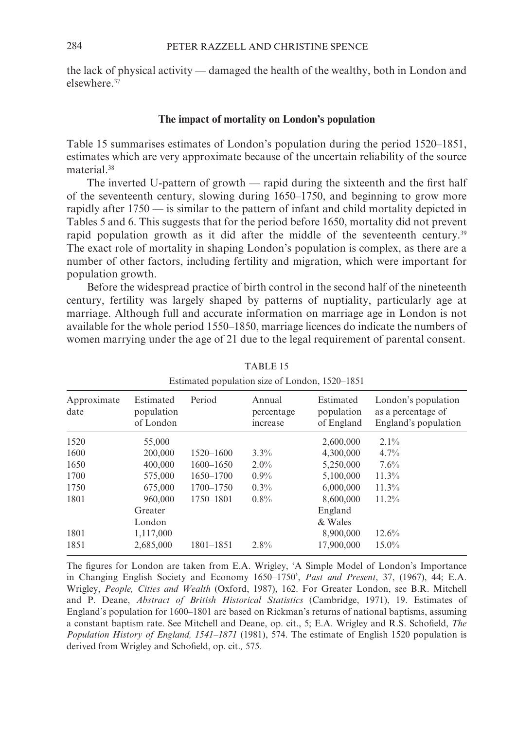the lack of physical activity — damaged the health of the wealthy, both in London and elsewhere.[37]

## The impact of mortality on London's population

Table 15 summarises estimates of London's population during the period 1520–1851, estimates which are very approximate because of the uncertain reliability of the source material.[38]

The inverted U-pattern of growth — rapid during the sixteenth and the first half of the seventeenth century, slowing during 1650–1750, and beginning to grow more rapidly after 1750 — is similar to the pattern of infant and child mortality depicted in Tables 5 and 6. This suggests that for the period before 1650, mortality did not prevent rapid population growth as it did after the middle of the seventeenth century.[39] The exact role of mortality in shaping London's population is complex, as there are a number of other factors, including fertility and migration, which were important for population growth.

Before the widespread practice of birth control in the second half of the nineteenth century, fertility was largely shaped by patterns of nuptiality, particularly age at marriage. Although full and accurate information on marriage age in London is not available for the whole period 1550–1850, marriage licences do indicate the numbers of women marrying under the age of 21 due to the legal requirement of parental consent.

TABLE 15
Estimated population size of London, 1520–1851

| Approximate date | Estimated population of London | Period | Annual percentage increase | Estimated population of England | London's population as a percentage of England's population |
|---|---|---|---|---|---|
| 1520 | 55,000 | | | 2,600,000 | 2.1% |
| 1600 | 200,000 | 1520–1600 | 3.3% | 4,300,000 | 4.7% |
| 1650 | 400,000 | 1600–1650 | 2.0% | 5,250,000 | 7.6% |
| 1700 | 575,000 | 1650–1700 | 0.9% | 5,100,000 | 11.3% |
| 1750 | 675,000 | 1700–1750 | 0.3% | 6,000,000 | 11.3% |
| 1801 | 960,000 | 1750–1801 | 0.8% | 8,600,000 | 11.2% |
| | Greater London | | | England & Wales | |
| 1801 | 1,117,000 | | | 8,900,000 | 12.6% |
| 1851 | 2,685,000 | 1801–1851 | 2.8% | 17,900,000 | 15.0% |

The figures for London are taken from E.A. Wrigley, 'A Simple Model of London's Importance in Changing English Society and Economy 1650–1750', *Past and Present*, 37, (1967), 44; E.A. Wrigley, *People, Cities and Wealth* (Oxford, 1987), 162. For Greater London, see B.R. Mitchell and P. Deane, *Abstract of British Historical Statistics* (Cambridge, 1971), 19. Estimates of England's population for 1600–1801 are based on Rickman's returns of national baptisms, assuming a constant baptism rate. See Mitchell and Deane, op. cit., 5; E.A. Wrigley and R.S. Schofield, *The Population History of England, 1541–1871* (1981), 574. The estimate of English 1520 population is derived from Wrigley and Schofield, op. cit., 575.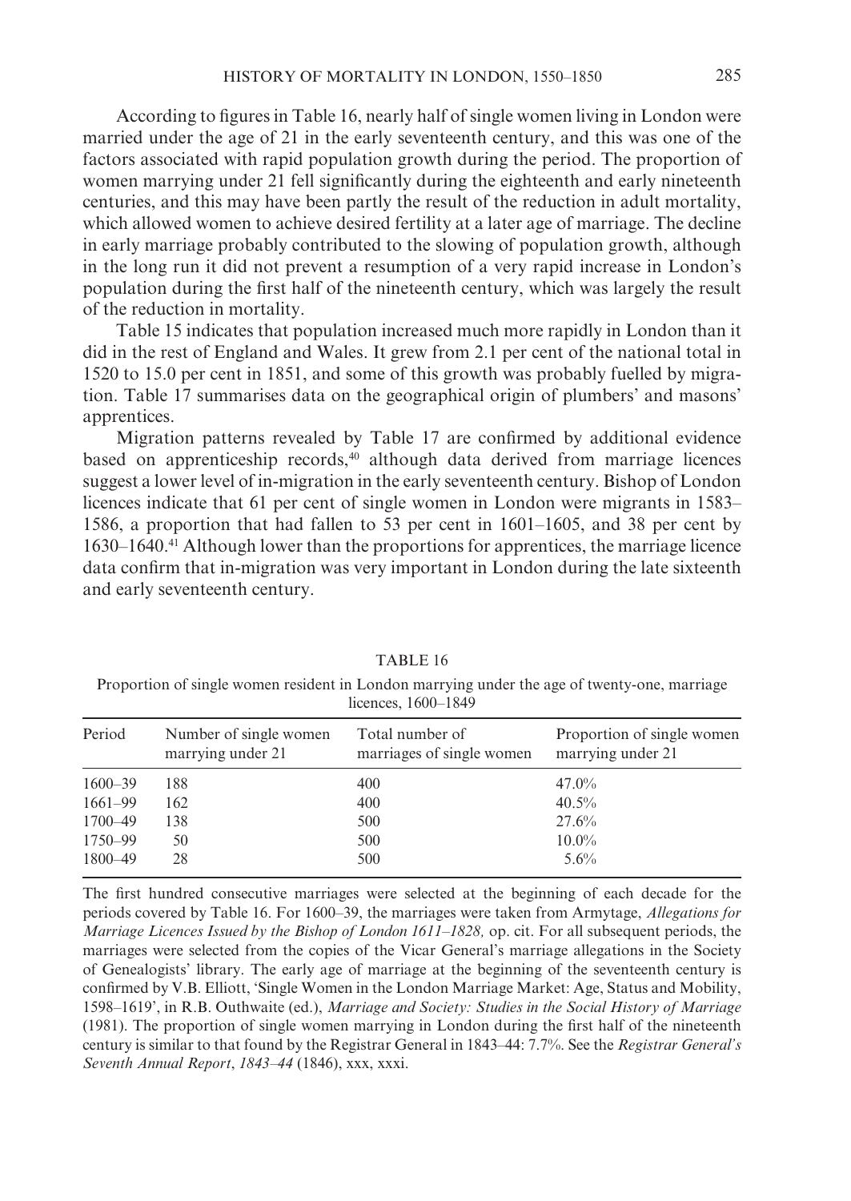According to figures in Table 16, nearly half of single women living in London were married under the age of 21 in the early seventeenth century, and this was one of the factors associated with rapid population growth during the period. The proportion of women marrying under 21 fell significantly during the eighteenth and early nineteenth centuries, and this may have been partly the result of the reduction in adult mortality, which allowed women to achieve desired fertility at a later age of marriage. The decline in early marriage probably contributed to the slowing of population growth, although in the long run it did not prevent a resumption of a very rapid increase in London's population during the first half of the nineteenth century, which was largely the result of the reduction in mortality.

Table 15 indicates that population increased much more rapidly in London than it did in the rest of England and Wales. It grew from 2.1 per cent of the national total in 1520 to 15.0 per cent in 1851, and some of this growth was probably fuelled by migration. Table 17 summarises data on the geographical origin of plumbers' and masons' apprentices.

Migration patterns revealed by Table 17 are confirmed by additional evidence based on apprenticeship records,[40] although data derived from marriage licences suggest a lower level of in-migration in the early seventeenth century. Bishop of London licences indicate that 61 per cent of single women in London were migrants in 1583–1586, a proportion that had fallen to 53 per cent in 1601–1605, and 38 per cent by 1630–1640.[41] Although lower than the proportions for apprentices, the marriage licence data confirm that in-migration was very important in London during the late sixteenth and early seventeenth century.

TABLE 16

Proportion of single women resident in London marrying under the age of twenty-one, marriage licences, 1600–1849

| Period | Number of single women marrying under 21 | Total number of marriages of single women | Proportion of single women marrying under 21 |
|---|---|---|---|
| 1600–39 | 188 | 400 | 47.0% |
| 1661–99 | 162 | 400 | 40.5% |
| 1700–49 | 138 | 500 | 27.6% |
| 1750–99 | 50 | 500 | 10.0% |
| 1800–49 | 28 | 500 | 5.6% |

The first hundred consecutive marriages were selected at the beginning of each decade for the periods covered by Table 16. For 1600–39, the marriages were taken from Armytage, *Allegations for Marriage Licences Issued by the Bishop of London 1611–1828,* op. cit. For all subsequent periods, the marriages were selected from the copies of the Vicar General's marriage allegations in the Society of Genealogists' library. The early age of marriage at the beginning of the seventeenth century is confirmed by V.B. Elliott, 'Single Women in the London Marriage Market: Age, Status and Mobility, 1598–1619', in R.B. Outhwaite (ed.), *Marriage and Society: Studies in the Social History of Marriage* (1981). The proportion of single women marrying in London during the first half of the nineteenth century is similar to that found by the Registrar General in 1843–44: 7.7%. See the *Registrar General's Seventh Annual Report*, *1843–44* (1846), xxx, xxxi.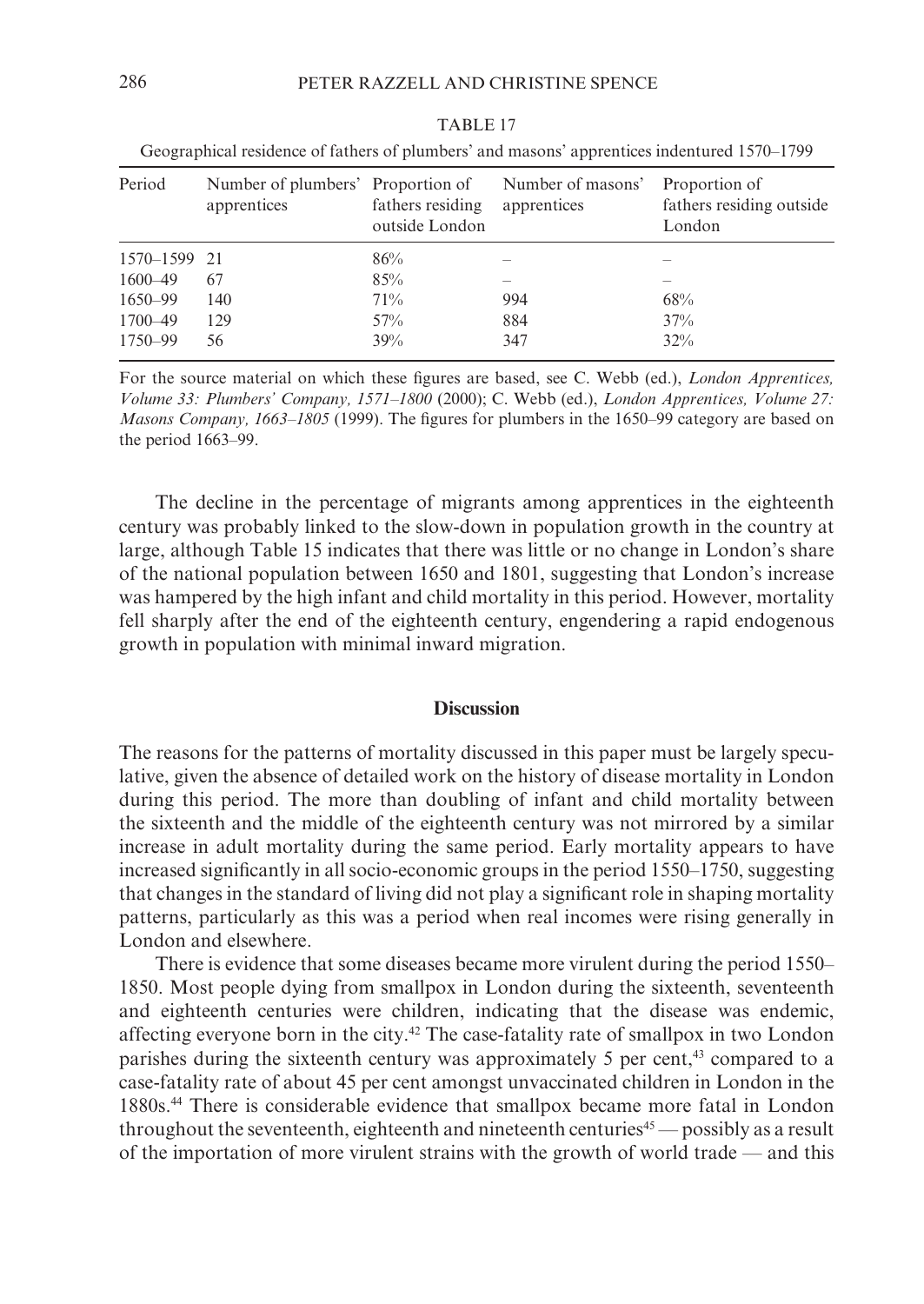TABLE 17

Geographical residence of fathers of plumbers' and masons' apprentices indentured 1570–1799

| Period | Number of plumbers' apprentices | Proportion of fathers residing outside London | Number of masons' apprentices | Proportion of fathers residing outside London |
|---|---|---|---|---|
| 1570–1599 | 21 | 86% | – | – |
| 1600–49 | 67 | 85% | – | – |
| 1650–99 | 140 | 71% | 994 | 68% |
| 1700–49 | 129 | 57% | 884 | 37% |
| 1750–99 | 56 | 39% | 347 | 32% |

For the source material on which these figures are based, see C. Webb (ed.), *London Apprentices, Volume 33: Plumbers' Company, 1571–1800* (2000); C. Webb (ed.), *London Apprentices, Volume 27: Masons Company, 1663–1805* (1999). The figures for plumbers in the 1650–99 category are based on the period 1663–99.

The decline in the percentage of migrants among apprentices in the eighteenth century was probably linked to the slow-down in population growth in the country at large, although Table 15 indicates that there was little or no change in London's share of the national population between 1650 and 1801, suggesting that London's increase was hampered by the high infant and child mortality in this period. However, mortality fell sharply after the end of the eighteenth century, engendering a rapid endogenous growth in population with minimal inward migration.

## Discussion

The reasons for the patterns of mortality discussed in this paper must be largely speculative, given the absence of detailed work on the history of disease mortality in London during this period. The more than doubling of infant and child mortality between the sixteenth and the middle of the eighteenth century was not mirrored by a similar increase in adult mortality during the same period. Early mortality appears to have increased significantly in all socio-economic groups in the period 1550–1750, suggesting that changes in the standard of living did not play a significant role in shaping mortality patterns, particularly as this was a period when real incomes were rising generally in London and elsewhere.

There is evidence that some diseases became more virulent during the period 1550–1850. Most people dying from smallpox in London during the sixteenth, seventeenth and eighteenth centuries were children, indicating that the disease was endemic, affecting everyone born in the city.[42] The case-fatality rate of smallpox in two London parishes during the sixteenth century was approximately 5 per cent,[43] compared to a case-fatality rate of about 45 per cent amongst unvaccinated children in London in the 1880s.[44] There is considerable evidence that smallpox became more fatal in London throughout the seventeenth, eighteenth and nineteenth centuries[45] — possibly as a result of the importation of more virulent strains with the growth of world trade — and this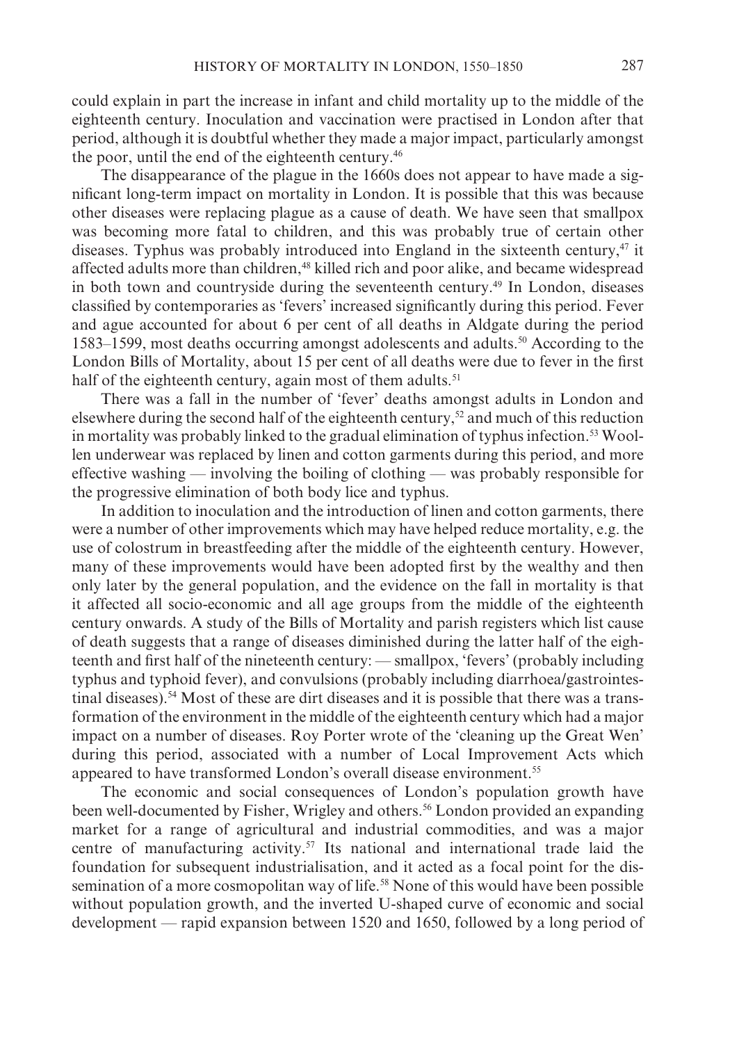could explain in part the increase in infant and child mortality up to the middle of the eighteenth century. Inoculation and vaccination were practised in London after that period, although it is doubtful whether they made a major impact, particularly amongst the poor, until the end of the eighteenth century.[46]

The disappearance of the plague in the 1660s does not appear to have made a significant long-term impact on mortality in London. It is possible that this was because other diseases were replacing plague as a cause of death. We have seen that smallpox was becoming more fatal to children, and this was probably true of certain other diseases. Typhus was probably introduced into England in the sixteenth century,[47] it affected adults more than children,[48] killed rich and poor alike, and became widespread in both town and countryside during the seventeenth century.[49] In London, diseases classified by contemporaries as 'fevers' increased significantly during this period. Fever and ague accounted for about 6 per cent of all deaths in Aldgate during the period 1583–1599, most deaths occurring amongst adolescents and adults.[50] According to the London Bills of Mortality, about 15 per cent of all deaths were due to fever in the first half of the eighteenth century, again most of them adults.[51]

There was a fall in the number of 'fever' deaths amongst adults in London and elsewhere during the second half of the eighteenth century,[52] and much of this reduction in mortality was probably linked to the gradual elimination of typhus infection.[53] Woollen underwear was replaced by linen and cotton garments during this period, and more effective washing — involving the boiling of clothing — was probably responsible for the progressive elimination of both body lice and typhus.

In addition to inoculation and the introduction of linen and cotton garments, there were a number of other improvements which may have helped reduce mortality, e.g. the use of colostrum in breastfeeding after the middle of the eighteenth century. However, many of these improvements would have been adopted first by the wealthy and then only later by the general population, and the evidence on the fall in mortality is that it affected all socio-economic and all age groups from the middle of the eighteenth century onwards. A study of the Bills of Mortality and parish registers which list cause of death suggests that a range of diseases diminished during the latter half of the eighteenth and first half of the nineteenth century: — smallpox, 'fevers' (probably including typhus and typhoid fever), and convulsions (probably including diarrhoea/gastrointestinal diseases).[54] Most of these are dirt diseases and it is possible that there was a transformation of the environment in the middle of the eighteenth century which had a major impact on a number of diseases. Roy Porter wrote of the 'cleaning up the Great Wen' during this period, associated with a number of Local Improvement Acts which appeared to have transformed London's overall disease environment.[55]

The economic and social consequences of London's population growth have been well-documented by Fisher, Wrigley and others.[56] London provided an expanding market for a range of agricultural and industrial commodities, and was a major centre of manufacturing activity.[57] Its national and international trade laid the foundation for subsequent industrialisation, and it acted as a focal point for the dissemination of a more cosmopolitan way of life.[58] None of this would have been possible without population growth, and the inverted U-shaped curve of economic and social development — rapid expansion between 1520 and 1650, followed by a long period of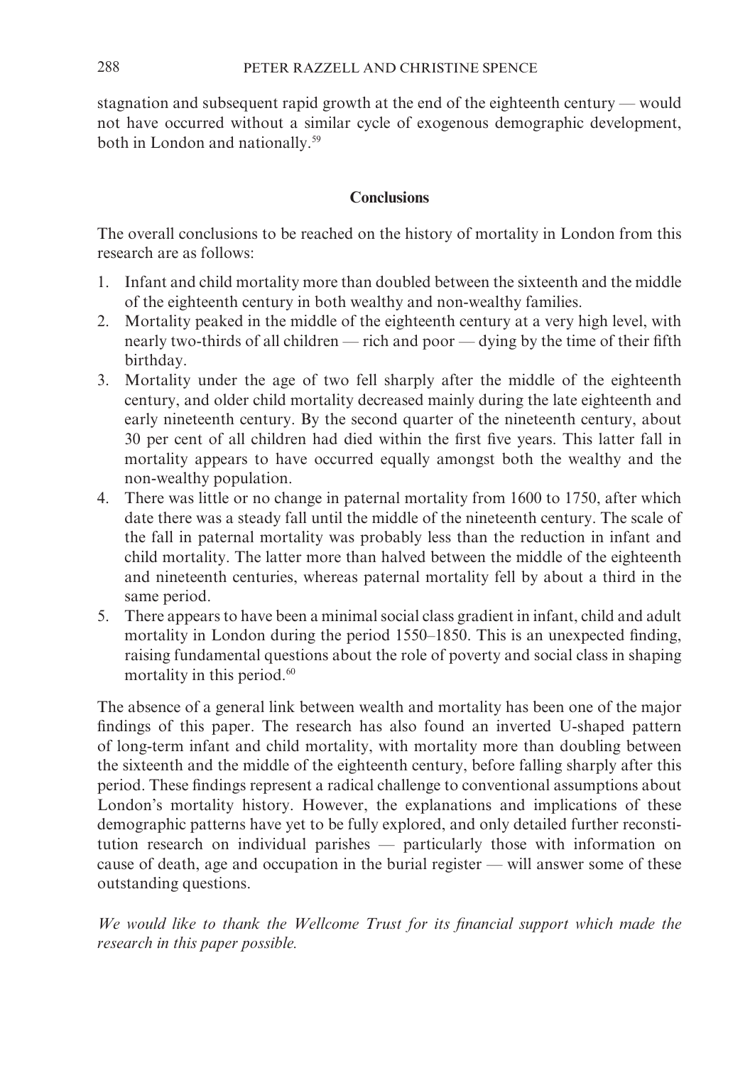stagnation and subsequent rapid growth at the end of the eighteenth century — would not have occurred without a similar cycle of exogenous demographic development, both in London and nationally.[59]

## Conclusions

The overall conclusions to be reached on the history of mortality in London from this research are as follows:

1. Infant and child mortality more than doubled between the sixteenth and the middle of the eighteenth century in both wealthy and non-wealthy families.
2. Mortality peaked in the middle of the eighteenth century at a very high level, with nearly two-thirds of all children — rich and poor — dying by the time of their fifth birthday.
3. Mortality under the age of two fell sharply after the middle of the eighteenth century, and older child mortality decreased mainly during the late eighteenth and early nineteenth century. By the second quarter of the nineteenth century, about 30 per cent of all children had died within the first five years. This latter fall in mortality appears to have occurred equally amongst both the wealthy and the non-wealthy population.
4. There was little or no change in paternal mortality from 1600 to 1750, after which date there was a steady fall until the middle of the nineteenth century. The scale of the fall in paternal mortality was probably less than the reduction in infant and child mortality. The latter more than halved between the middle of the eighteenth and nineteenth centuries, whereas paternal mortality fell by about a third in the same period.
5. There appears to have been a minimal social class gradient in infant, child and adult mortality in London during the period 1550–1850. This is an unexpected finding, raising fundamental questions about the role of poverty and social class in shaping mortality in this period.[60]

The absence of a general link between wealth and mortality has been one of the major findings of this paper. The research has also found an inverted U-shaped pattern of long-term infant and child mortality, with mortality more than doubling between the sixteenth and the middle of the eighteenth century, before falling sharply after this period. These findings represent a radical challenge to conventional assumptions about London's mortality history. However, the explanations and implications of these demographic patterns have yet to be fully explored, and only detailed further reconstitution research on individual parishes — particularly those with information on cause of death, age and occupation in the burial register — will answer some of these outstanding questions.

*We would like to thank the Wellcome Trust for its financial support which made the research in this paper possible.*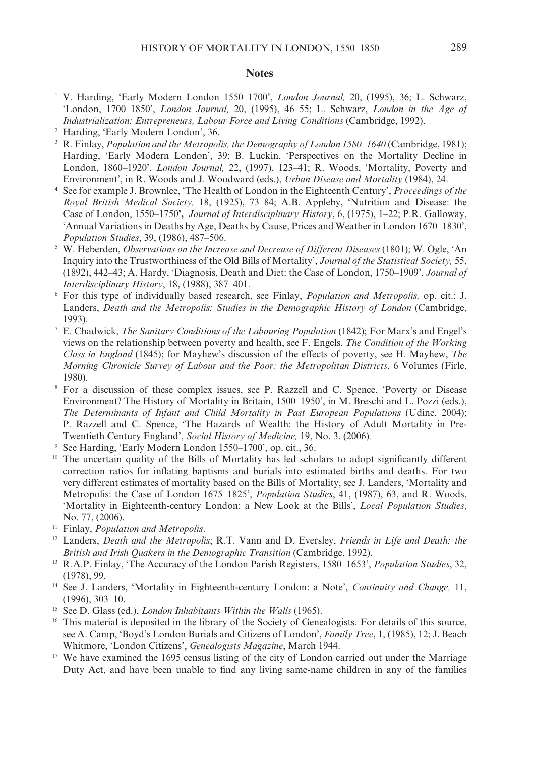## Notes

[1] V. Harding, 'Early Modern London 1550–1700', *London Journal,* 20, (1995), 36; L. Schwarz, 'London, 1700–1850', *London Journal,* 20, (1995), 46–55; L. Schwarz, *London in the Age of Industrialization: Entrepreneurs, Labour Force and Living Conditions* (Cambridge, 1992).

[2] Harding, 'Early Modern London', 36.

[3] R. Finlay, *Population and the Metropolis, the Demography of London 1580–1640* (Cambridge, 1981); Harding, 'Early Modern London', 39; B. Luckin, 'Perspectives on the Mortality Decline in London, 1860–1920', *London Journal,* 22, (1997), 123–41; R. Woods, 'Mortality, Poverty and Environment', in R. Woods and J. Woodward (eds.), *Urban Disease and Mortality* (1984), 24.

[4] See for example J. Brownlee, 'The Health of London in the Eighteenth Century', *Proceedings of the Royal British Medical Society,* 18, (1925), 73–84; A.B. Appleby, 'Nutrition and Disease: the Case of London, 1550–1750', *Journal of Interdisciplinary History*, 6, (1975), 1–22; P.R. Galloway, 'Annual Variations in Deaths by Age, Deaths by Cause, Prices and Weather in London 1670–1830', *Population Studies*, 39, (1986), 487–506.

[5] W. Heberden, *Observations on the Increase and Decrease of Different Diseases* (1801); W. Ogle, 'An Inquiry into the Trustworthiness of the Old Bills of Mortality', *Journal of the Statistical Society,* 55, (1892), 442–43; A. Hardy, 'Diagnosis, Death and Diet: the Case of London, 1750–1909', *Journal of Interdisciplinary History*, 18, (1988), 387–401.

[6] For this type of individually based research, see Finlay, *Population and Metropolis,* op. cit.; J. Landers, *Death and the Metropolis: Studies in the Demographic History of London* (Cambridge, 1993).

[7] E. Chadwick, *The Sanitary Conditions of the Labouring Population* (1842); For Marx's and Engel's views on the relationship between poverty and health, see F. Engels, *The Condition of the Working Class in England* (1845); for Mayhew's discussion of the effects of poverty, see H. Mayhew, *The Morning Chronicle Survey of Labour and the Poor: the Metropolitan Districts,* 6 Volumes (Firle, 1980).

[8] For a discussion of these complex issues, see P. Razzell and C. Spence, 'Poverty or Disease Environment? The History of Mortality in Britain, 1500–1950', in M. Breschi and L. Pozzi (eds.), *The Determinants of Infant and Child Mortality in Past European Populations* (Udine, 2004); P. Razzell and C. Spence, 'The Hazards of Wealth: the History of Adult Mortality in Pre-Twentieth Century England', *Social History of Medicine,* 19, No. 3. (2006)*.*

[9] See Harding, 'Early Modern London 1550–1700', op. cit., 36.

[10] The uncertain quality of the Bills of Mortality has led scholars to adopt significantly different correction ratios for inflating baptisms and burials into estimated births and deaths. For two very different estimates of mortality based on the Bills of Mortality, see J. Landers, 'Mortality and Metropolis: the Case of London 1675–1825', *Population Studies*, 41, (1987), 63, and R. Woods, 'Mortality in Eighteenth-century London: a New Look at the Bills', *Local Population Studies*, No. 77, (2006).

[11] Finlay, *Population and Metropolis*.

[12] Landers, *Death and the Metropolis*; R.T. Vann and D. Eversley, *Friends in Life and Death: the British and Irish Quakers in the Demographic Transition* (Cambridge, 1992).

[13] R.A.P. Finlay, 'The Accuracy of the London Parish Registers, 1580–1653', *Population Studies*, 32, (1978), 99.

[14] See J. Landers, 'Mortality in Eighteenth-century London: a Note', *Continuity and Change,* 11, (1996), 303–10.

[15] See D. Glass (ed.), *London Inhabitants Within the Walls* (1965).

[16] This material is deposited in the library of the Society of Genealogists. For details of this source, see A. Camp, 'Boyd's London Burials and Citizens of London', *Family Tree*, 1, (1985), 12; J. Beach Whitmore, 'London Citizens', *Genealogists Magazine*, March 1944.

[17] We have examined the 1695 census listing of the city of London carried out under the Marriage Duty Act, and have been unable to find any living same-name children in any of the families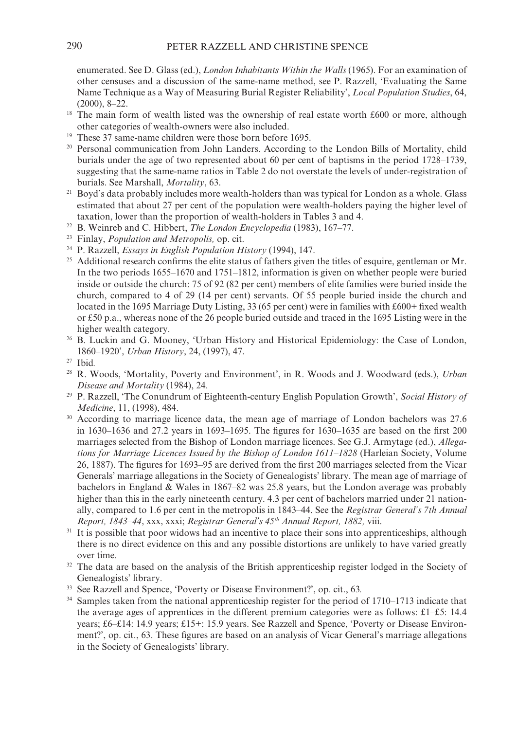enumerated. See D. Glass (ed.), *London Inhabitants Within the Walls* (1965). For an examination of other censuses and a discussion of the same-name method, see P. Razzell, 'Evaluating the Same Name Technique as a Way of Measuring Burial Register Reliability', *Local Population Studies*, 64, (2000), 8–22.

[18] The main form of wealth listed was the ownership of real estate worth £600 or more, although other categories of wealth-owners were also included.

[19] These 37 same-name children were those born before 1695.

[20] Personal communication from John Landers. According to the London Bills of Mortality, child burials under the age of two represented about 60 per cent of baptisms in the period 1728–1739, suggesting that the same-name ratios in Table 2 do not overstate the levels of under-registration of burials. See Marshall, *Mortality*, 63.

[21] Boyd's data probably includes more wealth-holders than was typical for London as a whole. Glass estimated that about 27 per cent of the population were wealth-holders paying the higher level of taxation, lower than the proportion of wealth-holders in Tables 3 and 4.

[22] B. Weinreb and C. Hibbert, *The London Encyclopedia* (1983), 167–77.

[23] Finlay, *Population and Metropolis,* op. cit.

[24] P. Razzell, *Essays in English Population History* (1994), 147.

[25] Additional research confirms the elite status of fathers given the titles of esquire, gentleman or Mr. In the two periods 1655–1670 and 1751–1812, information is given on whether people were buried inside or outside the church: 75 of 92 (82 per cent) members of elite families were buried inside the church, compared to 4 of 29 (14 per cent) servants. Of 55 people buried inside the church and located in the 1695 Marriage Duty Listing, 33 (65 per cent) were in families with £600+ fixed wealth or £50 p.a., whereas none of the 26 people buried outside and traced in the 1695 Listing were in the higher wealth category.

[26] B. Luckin and G. Mooney, 'Urban History and Historical Epidemiology: the Case of London, 1860–1920', *Urban History*, 24, (1997), 47.

[27] Ibid.

[28] R. Woods, 'Mortality, Poverty and Environment', in R. Woods and J. Woodward (eds.), *Urban Disease and Mortality* (1984), 24.

[29] P. Razzell, 'The Conundrum of Eighteenth-century English Population Growth', *Social History of Medicine*, 11, (1998), 484.

[30] According to marriage licence data, the mean age of marriage of London bachelors was 27.6 in 1630–1636 and 27.2 years in 1693–1695. The figures for 1630–1635 are based on the first 200 marriages selected from the Bishop of London marriage licences. See G.J. Armytage (ed.), *Allegations for Marriage Licences Issued by the Bishop of London 1611–1828* (Harleian Society, Volume 26, 1887). The figures for 1693–95 are derived from the first 200 marriages selected from the Vicar Generals' marriage allegations in the Society of Genealogists' library. The mean age of marriage of bachelors in England & Wales in 1867–82 was 25.8 years, but the London average was probably higher than this in the early nineteenth century. 4.3 per cent of bachelors married under 21 nationally, compared to 1.6 per cent in the metropolis in 1843–44. See the *Registrar General's 7th Annual Report, 1843–44*, xxx, xxxi; *Registrar General's 45th Annual Report, 1882,* viii.

[31] It is possible that poor widows had an incentive to place their sons into apprenticeships, although there is no direct evidence on this and any possible distortions are unlikely to have varied greatly over time.

[32] The data are based on the analysis of the British apprenticeship register lodged in the Society of Genealogists' library.

[33] See Razzell and Spence, 'Poverty or Disease Environment?', op. cit., 63.

[34] Samples taken from the national apprenticeship register for the period of 1710–1713 indicate that the average ages of apprentices in the different premium categories were as follows: £1–£5: 14.4 years; £6–£14: 14.9 years; £15+: 15.9 years. See Razzell and Spence, 'Poverty or Disease Environment?', op. cit., 63. These figures are based on an analysis of Vicar General's marriage allegations in the Society of Genealogists' library.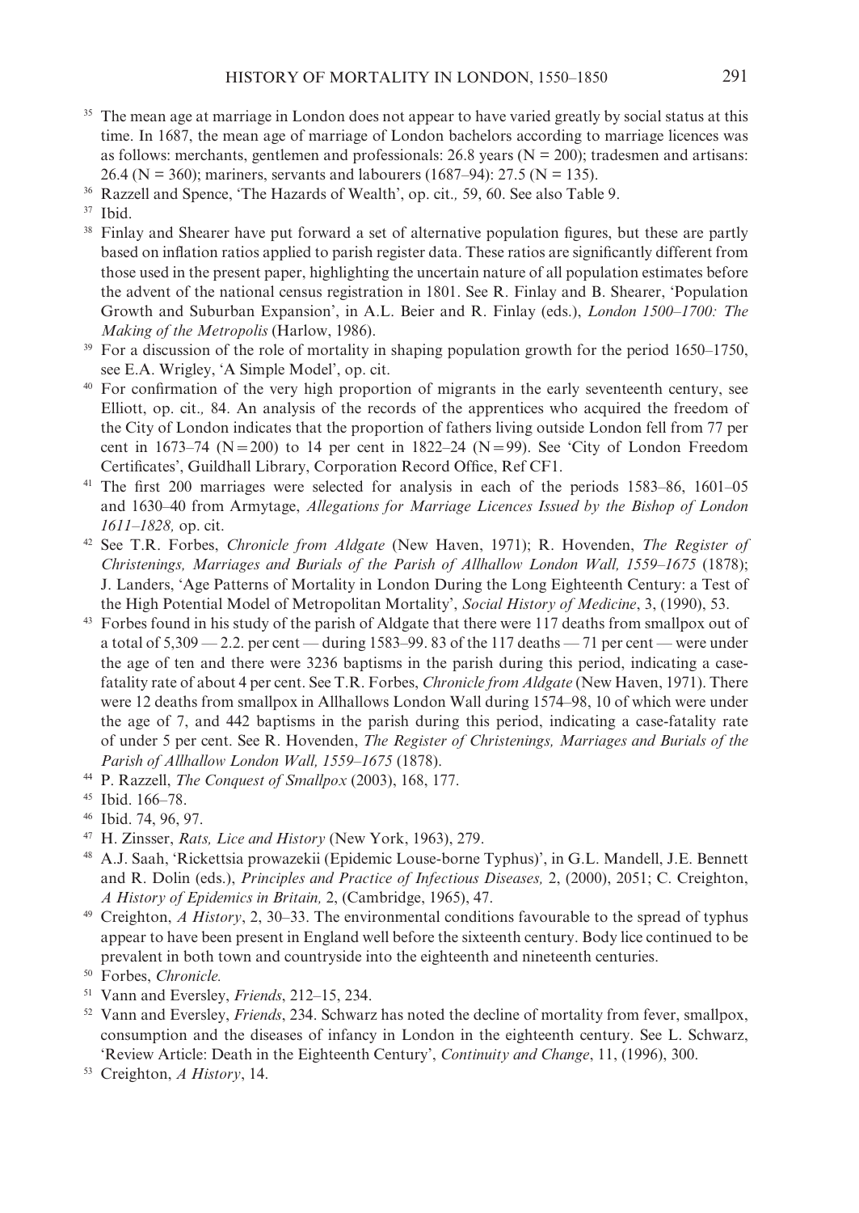[35] The mean age at marriage in London does not appear to have varied greatly by social status at this time. In 1687, the mean age of marriage of London bachelors according to marriage licences was as follows: merchants, gentlemen and professionals: 26.8 years (N = 200); tradesmen and artisans: 26.4 (N = 360); mariners, servants and labourers (1687–94): 27.5 (N = 135).

[36] Razzell and Spence, 'The Hazards of Wealth', op. cit., 59, 60. See also Table 9.

[37] Ibid.

[38] Finlay and Shearer have put forward a set of alternative population figures, but these are partly based on inflation ratios applied to parish register data. These ratios are significantly different from those used in the present paper, highlighting the uncertain nature of all population estimates before the advent of the national census registration in 1801. See R. Finlay and B. Shearer, 'Population Growth and Suburban Expansion', in A.L. Beier and R. Finlay (eds.), *London 1500–1700: The Making of the Metropolis* (Harlow, 1986).

[39] For a discussion of the role of mortality in shaping population growth for the period 1650–1750, see E.A. Wrigley, 'A Simple Model', op. cit.

[40] For confirmation of the very high proportion of migrants in the early seventeenth century, see Elliott, op. cit., 84. An analysis of the records of the apprentices who acquired the freedom of the City of London indicates that the proportion of fathers living outside London fell from 77 per cent in 1673–74 (N = 200) to 14 per cent in 1822–24 (N = 99). See 'City of London Freedom Certificates', Guildhall Library, Corporation Record Office, Ref CF1.

[41] The first 200 marriages were selected for analysis in each of the periods 1583–86, 1601–05 and 1630–40 from Armytage, *Allegations for Marriage Licences Issued by the Bishop of London 1611–1828,* op. cit.

[42] See T.R. Forbes, *Chronicle from Aldgate* (New Haven, 1971); R. Hovenden, *The Register of Christenings, Marriages and Burials of the Parish of Allhallow London Wall, 1559–1675* (1878); J. Landers, 'Age Patterns of Mortality in London During the Long Eighteenth Century: a Test of the High Potential Model of Metropolitan Mortality', *Social History of Medicine*, 3, (1990), 53.

[43] Forbes found in his study of the parish of Aldgate that there were 117 deaths from smallpox out of a total of 5,309 — 2.2. per cent — during 1583–99. 83 of the 117 deaths — 71 per cent — were under the age of ten and there were 3236 baptisms in the parish during this period, indicating a case-fatality rate of about 4 per cent. See T.R. Forbes, *Chronicle from Aldgate* (New Haven, 1971). There were 12 deaths from smallpox in Allhallows London Wall during 1574–98, 10 of which were under the age of 7, and 442 baptisms in the parish during this period, indicating a case-fatality rate of under 5 per cent. See R. Hovenden, *The Register of Christenings, Marriages and Burials of the Parish of Allhallow London Wall, 1559–1675* (1878).

[44] P. Razzell, *The Conquest of Smallpox* (2003), 168, 177.

[45] Ibid. 166–78.

[46] Ibid. 74, 96, 97.

[47] H. Zinsser, *Rats, Lice and History* (New York, 1963), 279.

[48] A.J. Saah, 'Rickettsia prowazekii (Epidemic Louse-borne Typhus)', in G.L. Mandell, J.E. Bennett and R. Dolin (eds.), *Principles and Practice of Infectious Diseases,* 2, (2000), 2051; C. Creighton, *A History of Epidemics in Britain,* 2, (Cambridge, 1965), 47.

[49] Creighton, *A History*, 2, 30–33. The environmental conditions favourable to the spread of typhus appear to have been present in England well before the sixteenth century. Body lice continued to be prevalent in both town and countryside into the eighteenth and nineteenth centuries.

[50] Forbes, *Chronicle.*

[51] Vann and Eversley, *Friends*, 212–15, 234.

[52] Vann and Eversley, *Friends*, 234. Schwarz has noted the decline of mortality from fever, smallpox, consumption and the diseases of infancy in London in the eighteenth century. See L. Schwarz, 'Review Article: Death in the Eighteenth Century', *Continuity and Change*, 11, (1996), 300.

[53] Creighton, *A History*, 14.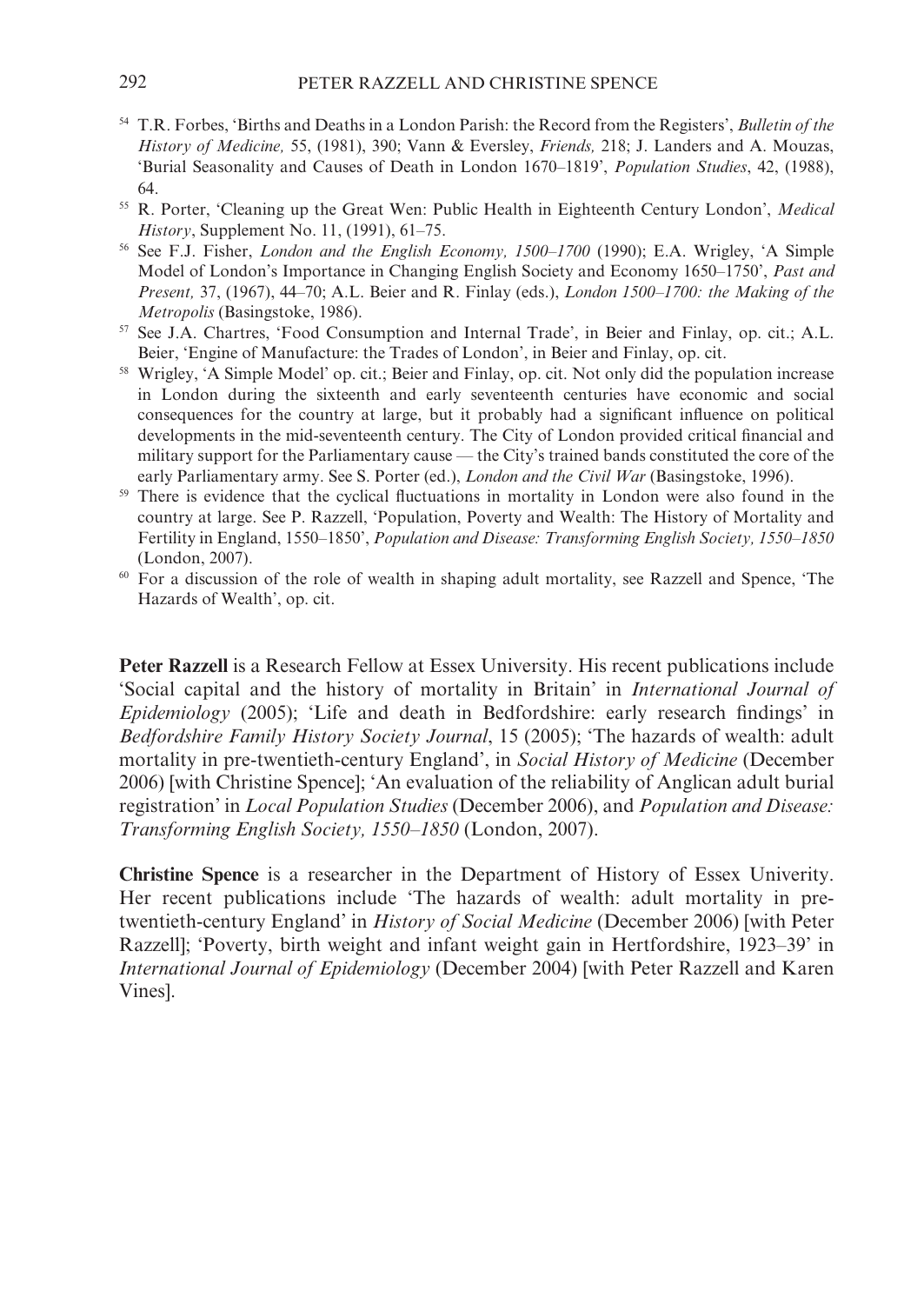[54] T.R. Forbes, 'Births and Deaths in a London Parish: the Record from the Registers', *Bulletin of the History of Medicine,* 55, (1981), 390; Vann & Eversley, *Friends,* 218; J. Landers and A. Mouzas, 'Burial Seasonality and Causes of Death in London 1670–1819', *Population Studies*, 42, (1988), 64.

[55] R. Porter, 'Cleaning up the Great Wen: Public Health in Eighteenth Century London', *Medical History*, Supplement No. 11, (1991), 61–75.

[56] See F.J. Fisher, *London and the English Economy, 1500–1700* (1990); E.A. Wrigley, 'A Simple Model of London's Importance in Changing English Society and Economy 1650–1750', *Past and Present,* 37, (1967), 44–70; A.L. Beier and R. Finlay (eds.), *London 1500–1700: the Making of the Metropolis* (Basingstoke, 1986).

[57] See J.A. Chartres, 'Food Consumption and Internal Trade', in Beier and Finlay, op. cit.; A.L. Beier, 'Engine of Manufacture: the Trades of London', in Beier and Finlay, op. cit.

[58] Wrigley, 'A Simple Model' op. cit.; Beier and Finlay, op. cit. Not only did the population increase in London during the sixteenth and early seventeenth centuries have economic and social consequences for the country at large, but it probably had a significant influence on political developments in the mid-seventeenth century. The City of London provided critical financial and military support for the Parliamentary cause — the City's trained bands constituted the core of the early Parliamentary army. See S. Porter (ed.), *London and the Civil War* (Basingstoke, 1996).

[59] There is evidence that the cyclical fluctuations in mortality in London were also found in the country at large. See P. Razzell, 'Population, Poverty and Wealth: The History of Mortality and Fertility in England, 1550–1850', *Population and Disease: Transforming English Society, 1550–1850* (London, 2007).

[60] For a discussion of the role of wealth in shaping adult mortality, see Razzell and Spence, 'The Hazards of Wealth', op. cit.

**Peter Razzell** is a Research Fellow at Essex University. His recent publications include 'Social capital and the history of mortality in Britain' in *International Journal of Epidemiology* (2005); 'Life and death in Bedfordshire: early research findings' in *Bedfordshire Family History Society Journal*, 15 (2005); 'The hazards of wealth: adult mortality in pre-twentieth-century England', in *Social History of Medicine* (December 2006) [with Christine Spence]; 'An evaluation of the reliability of Anglican adult burial registration' in *Local Population Studies* (December 2006), and *Population and Disease: Transforming English Society, 1550–1850* (London, 2007).

**Christine Spence** is a researcher in the Department of History of Essex Univerity. Her recent publications include 'The hazards of wealth: adult mortality in pre-twentieth-century England' in *History of Social Medicine* (December 2006) [with Peter Razzell]; 'Poverty, birth weight and infant weight gain in Hertfordshire, 1923–39' in *International Journal of Epidemiology* (December 2004) [with Peter Razzell and Karen Vines].